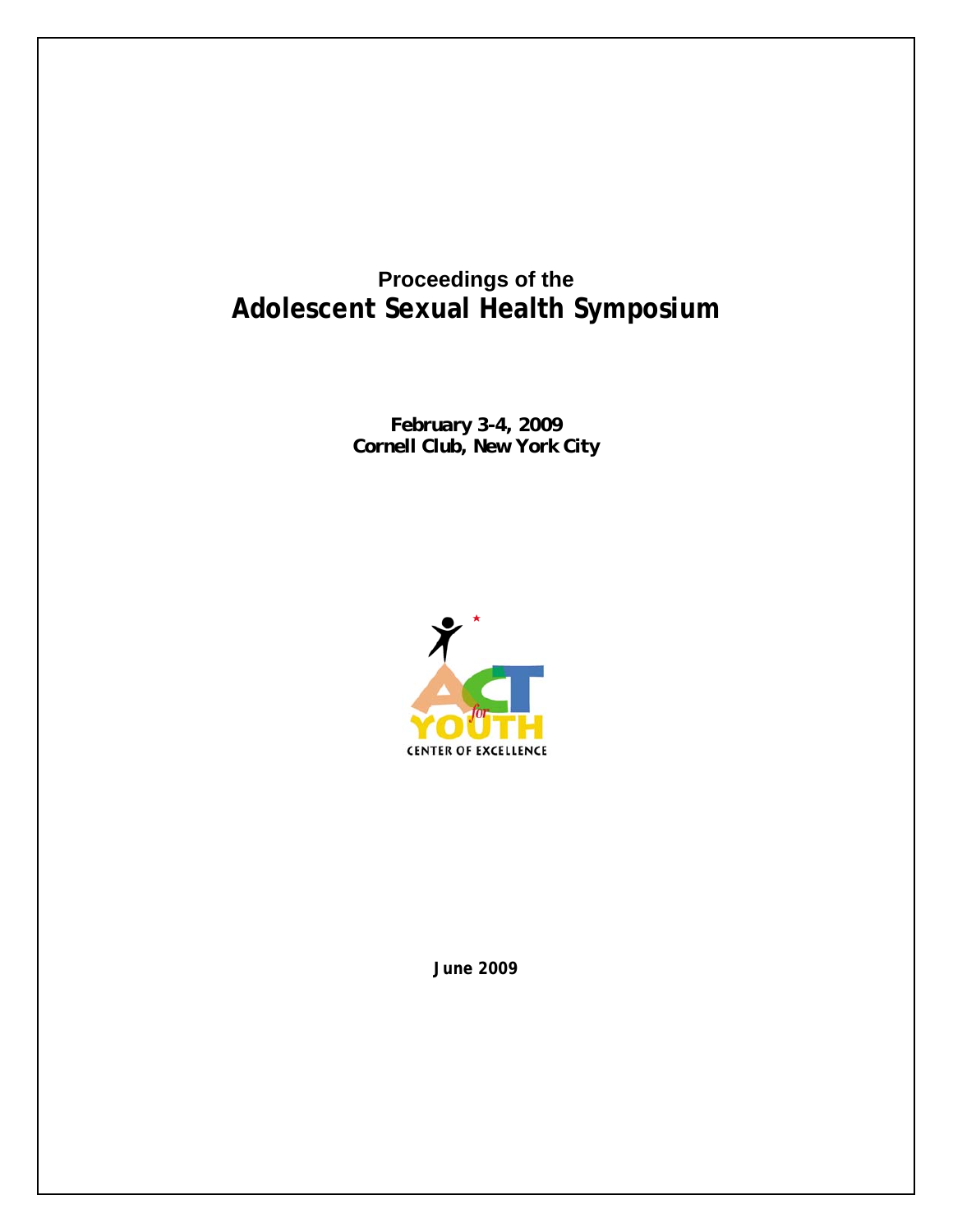Proceedings of the

# Adolescent Sexual Health Symposium

**February 3-4, 2009**
**Cornell Club, New York City**

ACT for YOUTH
CENTER OF EXCELLENCE

**June 2009**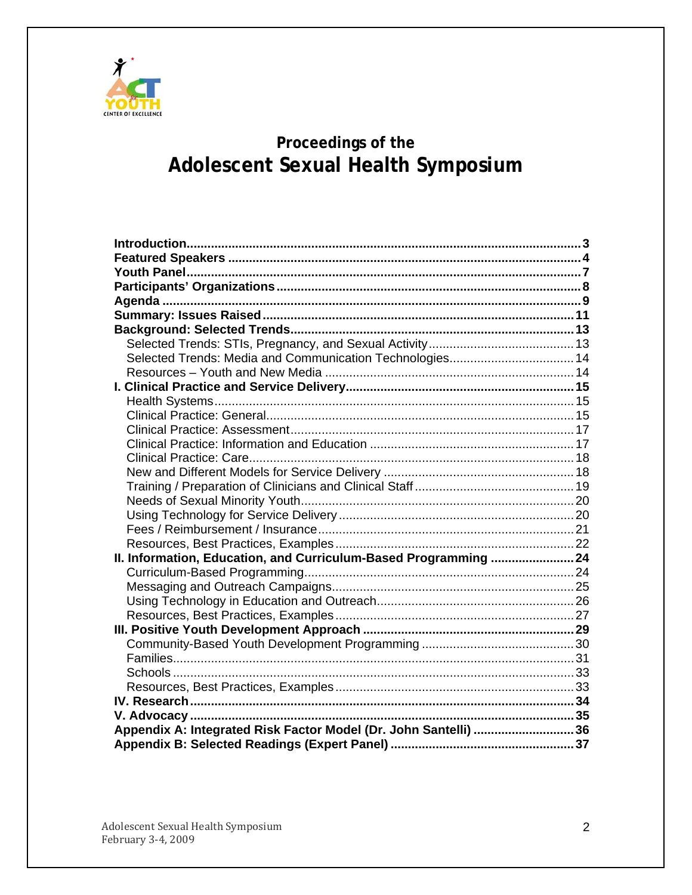## Proceedings of the

# Adolescent Sexual Health Symposium

| | |
|---|---|
| **Introduction** | **3** |
| **Featured Speakers** | **4** |
| **Youth Panel** | **7** |
| **Participants' Organizations** | **8** |
| **Agenda** | **9** |
| **Summary: Issues Raised** | **11** |
| **Background: Selected Trends** | **13** |
| Selected Trends: STIs, Pregnancy, and Sexual Activity | 13 |
| Selected Trends: Media and Communication Technologies | 14 |
| Resources – Youth and New Media | 14 |
| **I. Clinical Practice and Service Delivery** | **15** |
| Health Systems | 15 |
| Clinical Practice: General | 15 |
| Clinical Practice: Assessment | 17 |
| Clinical Practice: Information and Education | 17 |
| Clinical Practice: Care | 18 |
| New and Different Models for Service Delivery | 18 |
| Training / Preparation of Clinicians and Clinical Staff | 19 |
| Needs of Sexual Minority Youth | 20 |
| Using Technology for Service Delivery | 20 |
| Fees / Reimbursement / Insurance | 21 |
| Resources, Best Practices, Examples | 22 |
| **II. Information, Education, and Curriculum-Based Programming** | **24** |
| Curriculum-Based Programming | 24 |
| Messaging and Outreach Campaigns | 25 |
| Using Technology in Education and Outreach | 26 |
| Resources, Best Practices, Examples | 27 |
| **III. Positive Youth Development Approach** | **29** |
| Community-Based Youth Development Programming | 30 |
| Families | 31 |
| Schools | 33 |
| Resources, Best Practices, Examples | 33 |
| **IV. Research** | **34** |
| **V. Advocacy** | **35** |
| **Appendix A: Integrated Risk Factor Model (Dr. John Santelli)** | **36** |
| **Appendix B: Selected Readings (Expert Panel)** | **37** |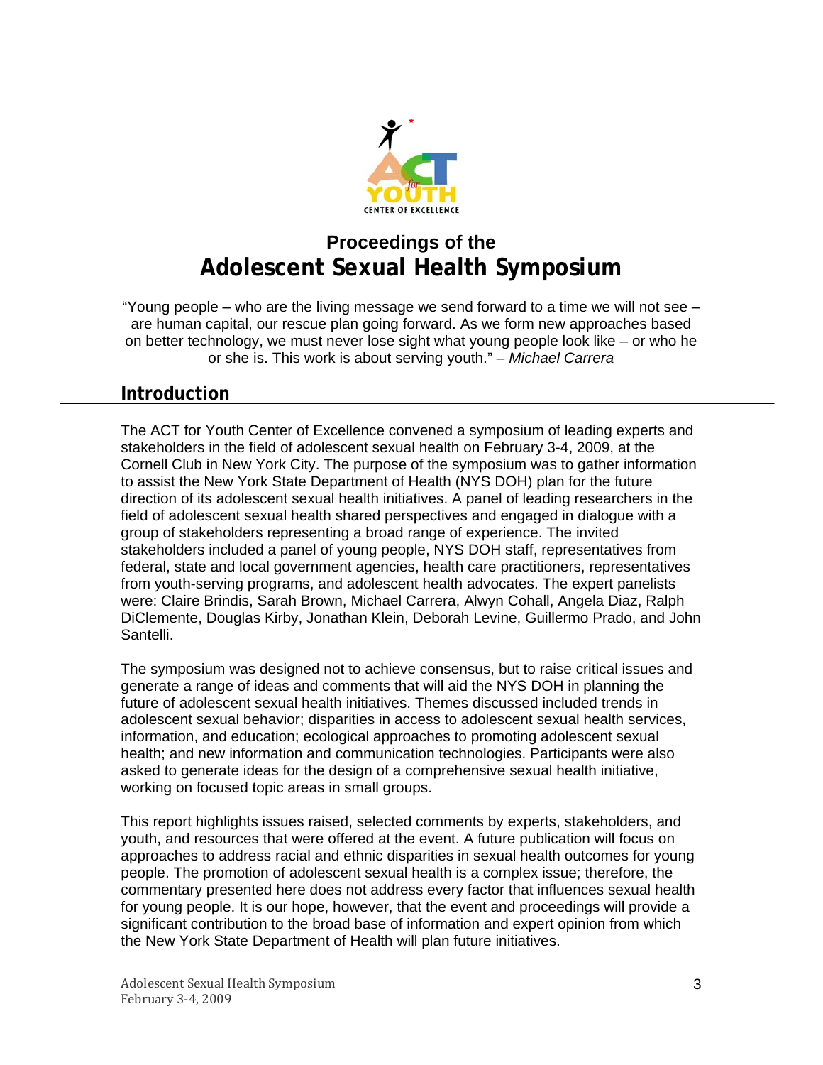ACT for YOUTH CENTER OF EXCELLENCE

# Proceedings of the Adolescent Sexual Health Symposium

"Young people – who are the living message we send forward to a time we will not see – are human capital, our rescue plan going forward. As we form new approaches based on better technology, we must never lose sight what young people look like – or who he or she is. This work is about serving youth." – *Michael Carrera*

## Introduction

The ACT for Youth Center of Excellence convened a symposium of leading experts and stakeholders in the field of adolescent sexual health on February 3-4, 2009, at the Cornell Club in New York City. The purpose of the symposium was to gather information to assist the New York State Department of Health (NYS DOH) plan for the future direction of its adolescent sexual health initiatives. A panel of leading researchers in the field of adolescent sexual health shared perspectives and engaged in dialogue with a group of stakeholders representing a broad range of experience. The invited stakeholders included a panel of young people, NYS DOH staff, representatives from federal, state and local government agencies, health care practitioners, representatives from youth-serving programs, and adolescent health advocates. The expert panelists were: Claire Brindis, Sarah Brown, Michael Carrera, Alwyn Cohall, Angela Diaz, Ralph DiClemente, Douglas Kirby, Jonathan Klein, Deborah Levine, Guillermo Prado, and John Santelli.

The symposium was designed not to achieve consensus, but to raise critical issues and generate a range of ideas and comments that will aid the NYS DOH in planning the future of adolescent sexual health initiatives. Themes discussed included trends in adolescent sexual behavior; disparities in access to adolescent sexual health services, information, and education; ecological approaches to promoting adolescent sexual health; and new information and communication technologies. Participants were also asked to generate ideas for the design of a comprehensive sexual health initiative, working on focused topic areas in small groups.

This report highlights issues raised, selected comments by experts, stakeholders, and youth, and resources that were offered at the event. A future publication will focus on approaches to address racial and ethnic disparities in sexual health outcomes for young people. The promotion of adolescent sexual health is a complex issue; therefore, the commentary presented here does not address every factor that influences sexual health for young people. It is our hope, however, that the event and proceedings will provide a significant contribution to the broad base of information and expert opinion from which the New York State Department of Health will plan future initiatives.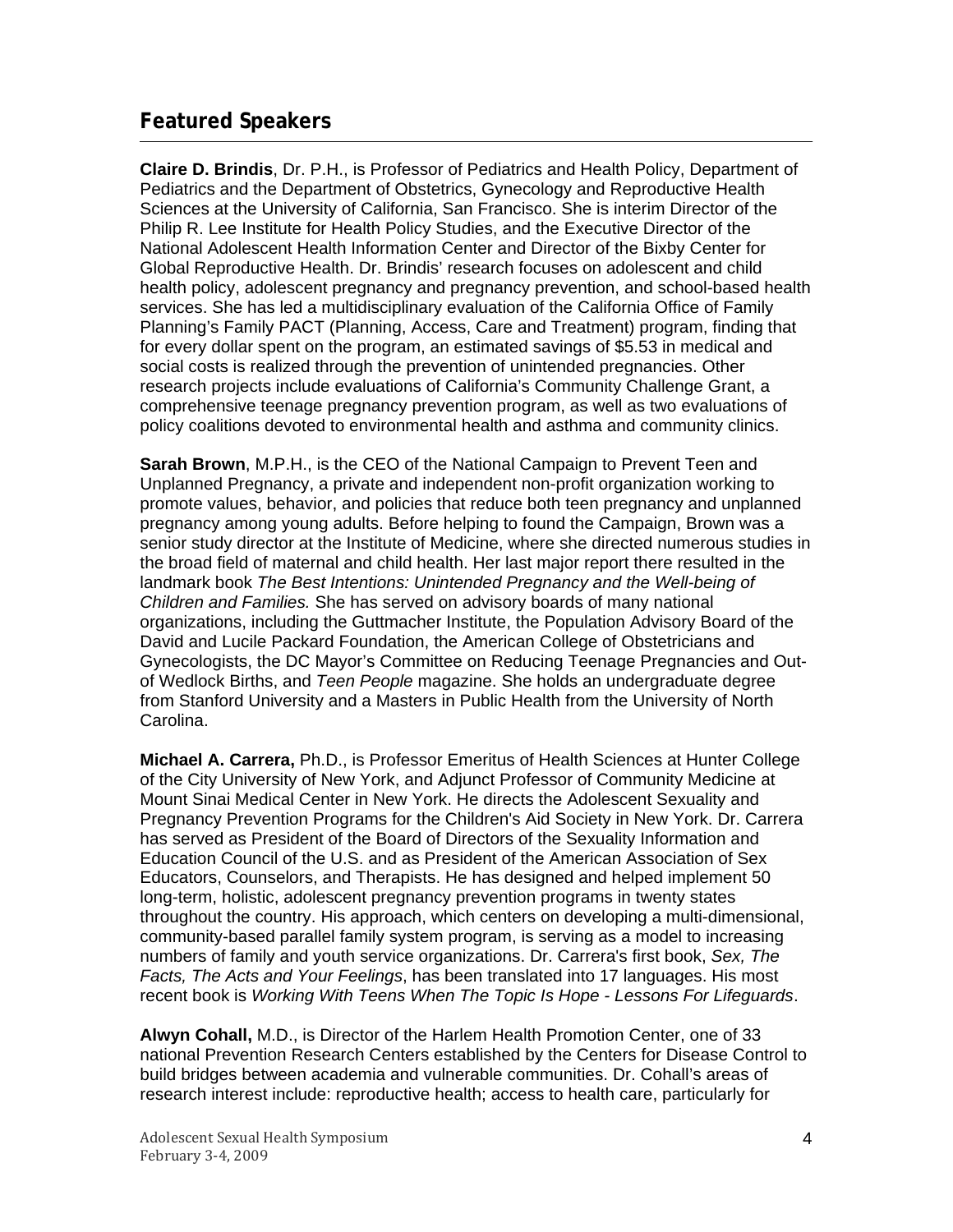## Featured Speakers

**Claire D. Brindis**, Dr. P.H., is Professor of Pediatrics and Health Policy, Department of Pediatrics and the Department of Obstetrics, Gynecology and Reproductive Health Sciences at the University of California, San Francisco. She is interim Director of the Philip R. Lee Institute for Health Policy Studies, and the Executive Director of the National Adolescent Health Information Center and Director of the Bixby Center for Global Reproductive Health. Dr. Brindis' research focuses on adolescent and child health policy, adolescent pregnancy and pregnancy prevention, and school-based health services. She has led a multidisciplinary evaluation of the California Office of Family Planning's Family PACT (Planning, Access, Care and Treatment) program, finding that for every dollar spent on the program, an estimated savings of $5.53 in medical and social costs is realized through the prevention of unintended pregnancies. Other research projects include evaluations of California's Community Challenge Grant, a comprehensive teenage pregnancy prevention program, as well as two evaluations of policy coalitions devoted to environmental health and asthma and community clinics.

**Sarah Brown**, M.P.H., is the CEO of the National Campaign to Prevent Teen and Unplanned Pregnancy, a private and independent non-profit organization working to promote values, behavior, and policies that reduce both teen pregnancy and unplanned pregnancy among young adults. Before helping to found the Campaign, Brown was a senior study director at the Institute of Medicine, where she directed numerous studies in the broad field of maternal and child health. Her last major report there resulted in the landmark book *The Best Intentions: Unintended Pregnancy and the Well-being of Children and Families.* She has served on advisory boards of many national organizations, including the Guttmacher Institute, the Population Advisory Board of the David and Lucile Packard Foundation, the American College of Obstetricians and Gynecologists, the DC Mayor's Committee on Reducing Teenage Pregnancies and Out-of Wedlock Births, and *Teen People* magazine. She holds an undergraduate degree from Stanford University and a Masters in Public Health from the University of North Carolina.

**Michael A. Carrera,** Ph.D., is Professor Emeritus of Health Sciences at Hunter College of the City University of New York, and Adjunct Professor of Community Medicine at Mount Sinai Medical Center in New York. He directs the Adolescent Sexuality and Pregnancy Prevention Programs for the Children's Aid Society in New York. Dr. Carrera has served as President of the Board of Directors of the Sexuality Information and Education Council of the U.S. and as President of the American Association of Sex Educators, Counselors, and Therapists. He has designed and helped implement 50 long-term, holistic, adolescent pregnancy prevention programs in twenty states throughout the country. His approach, which centers on developing a multi-dimensional, community-based parallel family system program, is serving as a model to increasing numbers of family and youth service organizations. Dr. Carrera's first book, *Sex, The Facts, The Acts and Your Feelings*, has been translated into 17 languages. His most recent book is *Working With Teens When The Topic Is Hope - Lessons For Lifeguards*.

**Alwyn Cohall,** M.D., is Director of the Harlem Health Promotion Center, one of 33 national Prevention Research Centers established by the Centers for Disease Control to build bridges between academia and vulnerable communities. Dr. Cohall's areas of research interest include: reproductive health; access to health care, particularly for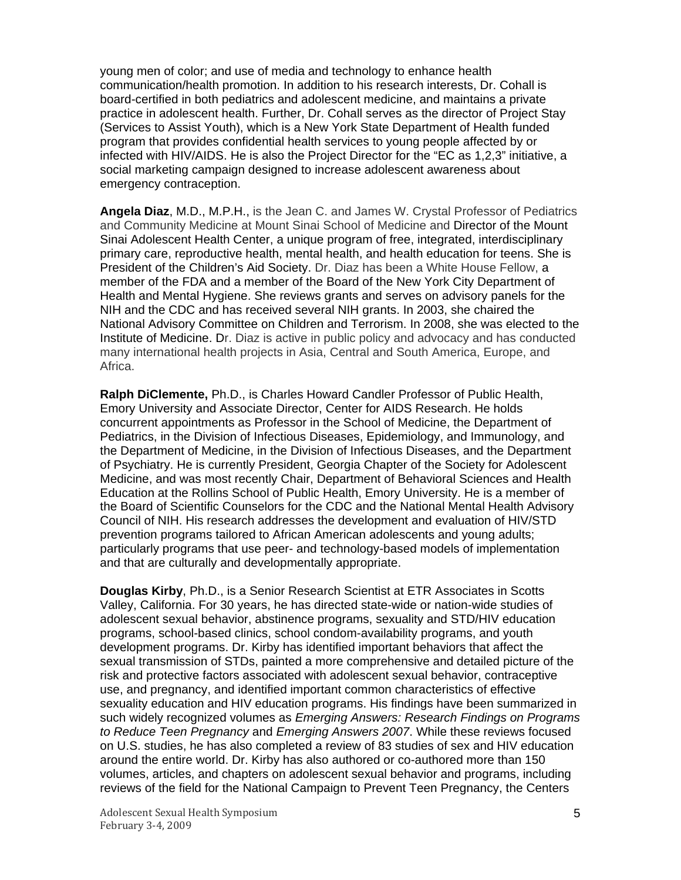young men of color; and use of media and technology to enhance health communication/health promotion. In addition to his research interests, Dr. Cohall is board-certified in both pediatrics and adolescent medicine, and maintains a private practice in adolescent health. Further, Dr. Cohall serves as the director of Project Stay (Services to Assist Youth), which is a New York State Department of Health funded program that provides confidential health services to young people affected by or infected with HIV/AIDS. He is also the Project Director for the "EC as 1,2,3" initiative, a social marketing campaign designed to increase adolescent awareness about emergency contraception.

**Angela Diaz**, M.D., M.P.H., is the Jean C. and James W. Crystal Professor of Pediatrics and Community Medicine at Mount Sinai School of Medicine and Director of the Mount Sinai Adolescent Health Center, a unique program of free, integrated, interdisciplinary primary care, reproductive health, mental health, and health education for teens. She is President of the Children's Aid Society. Dr. Diaz has been a White House Fellow, a member of the FDA and a member of the Board of the New York City Department of Health and Mental Hygiene. She reviews grants and serves on advisory panels for the NIH and the CDC and has received several NIH grants. In 2003, she chaired the National Advisory Committee on Children and Terrorism. In 2008, she was elected to the Institute of Medicine. Dr. Diaz is active in public policy and advocacy and has conducted many international health projects in Asia, Central and South America, Europe, and Africa.

**Ralph DiClemente,** Ph.D., is Charles Howard Candler Professor of Public Health, Emory University and Associate Director, Center for AIDS Research. He holds concurrent appointments as Professor in the School of Medicine, the Department of Pediatrics, in the Division of Infectious Diseases, Epidemiology, and Immunology, and the Department of Medicine, in the Division of Infectious Diseases, and the Department of Psychiatry. He is currently President, Georgia Chapter of the Society for Adolescent Medicine, and was most recently Chair, Department of Behavioral Sciences and Health Education at the Rollins School of Public Health, Emory University. He is a member of the Board of Scientific Counselors for the CDC and the National Mental Health Advisory Council of NIH. His research addresses the development and evaluation of HIV/STD prevention programs tailored to African American adolescents and young adults; particularly programs that use peer- and technology-based models of implementation and that are culturally and developmentally appropriate.

**Douglas Kirby**, Ph.D., is a Senior Research Scientist at ETR Associates in Scotts Valley, California. For 30 years, he has directed state-wide or nation-wide studies of adolescent sexual behavior, abstinence programs, sexuality and STD/HIV education programs, school-based clinics, school condom-availability programs, and youth development programs. Dr. Kirby has identified important behaviors that affect the sexual transmission of STDs, painted a more comprehensive and detailed picture of the risk and protective factors associated with adolescent sexual behavior, contraceptive use, and pregnancy, and identified important common characteristics of effective sexuality education and HIV education programs. His findings have been summarized in such widely recognized volumes as *Emerging Answers: Research Findings on Programs to Reduce Teen Pregnancy* and *Emerging Answers 2007*. While these reviews focused on U.S. studies, he has also completed a review of 83 studies of sex and HIV education around the entire world. Dr. Kirby has also authored or co-authored more than 150 volumes, articles, and chapters on adolescent sexual behavior and programs, including reviews of the field for the National Campaign to Prevent Teen Pregnancy, the Centers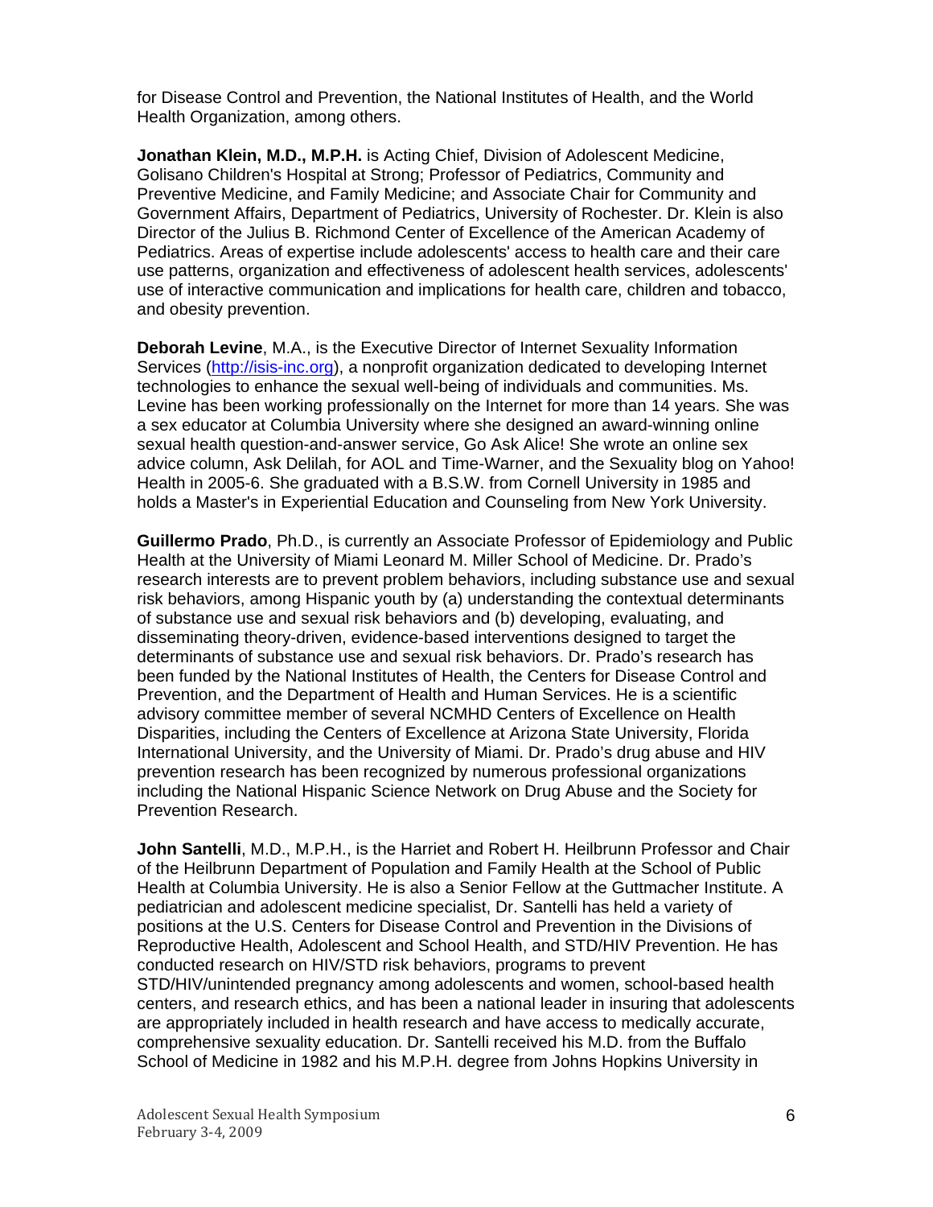for Disease Control and Prevention, the National Institutes of Health, and the World Health Organization, among others.

**Jonathan Klein, M.D., M.P.H.** is Acting Chief, Division of Adolescent Medicine, Golisano Children's Hospital at Strong; Professor of Pediatrics, Community and Preventive Medicine, and Family Medicine; and Associate Chair for Community and Government Affairs, Department of Pediatrics, University of Rochester. Dr. Klein is also Director of the Julius B. Richmond Center of Excellence of the American Academy of Pediatrics. Areas of expertise include adolescents' access to health care and their care use patterns, organization and effectiveness of adolescent health services, adolescents' use of interactive communication and implications for health care, children and tobacco, and obesity prevention.

**Deborah Levine**, M.A., is the Executive Director of Internet Sexuality Information Services (http://isis-inc.org), a nonprofit organization dedicated to developing Internet technologies to enhance the sexual well-being of individuals and communities. Ms. Levine has been working professionally on the Internet for more than 14 years. She was a sex educator at Columbia University where she designed an award-winning online sexual health question-and-answer service, Go Ask Alice! She wrote an online sex advice column, Ask Delilah, for AOL and Time-Warner, and the Sexuality blog on Yahoo! Health in 2005-6. She graduated with a B.S.W. from Cornell University in 1985 and holds a Master's in Experiential Education and Counseling from New York University.

**Guillermo Prado**, Ph.D., is currently an Associate Professor of Epidemiology and Public Health at the University of Miami Leonard M. Miller School of Medicine. Dr. Prado's research interests are to prevent problem behaviors, including substance use and sexual risk behaviors, among Hispanic youth by (a) understanding the contextual determinants of substance use and sexual risk behaviors and (b) developing, evaluating, and disseminating theory-driven, evidence-based interventions designed to target the determinants of substance use and sexual risk behaviors. Dr. Prado's research has been funded by the National Institutes of Health, the Centers for Disease Control and Prevention, and the Department of Health and Human Services. He is a scientific advisory committee member of several NCMHD Centers of Excellence on Health Disparities, including the Centers of Excellence at Arizona State University, Florida International University, and the University of Miami. Dr. Prado's drug abuse and HIV prevention research has been recognized by numerous professional organizations including the National Hispanic Science Network on Drug Abuse and the Society for Prevention Research.

**John Santelli**, M.D., M.P.H., is the Harriet and Robert H. Heilbrunn Professor and Chair of the Heilbrunn Department of Population and Family Health at the School of Public Health at Columbia University. He is also a Senior Fellow at the Guttmacher Institute. A pediatrician and adolescent medicine specialist, Dr. Santelli has held a variety of positions at the U.S. Centers for Disease Control and Prevention in the Divisions of Reproductive Health, Adolescent and School Health, and STD/HIV Prevention. He has conducted research on HIV/STD risk behaviors, programs to prevent STD/HIV/unintended pregnancy among adolescents and women, school-based health centers, and research ethics, and has been a national leader in insuring that adolescents are appropriately included in health research and have access to medically accurate, comprehensive sexuality education. Dr. Santelli received his M.D. from the Buffalo School of Medicine in 1982 and his M.P.H. degree from Johns Hopkins University in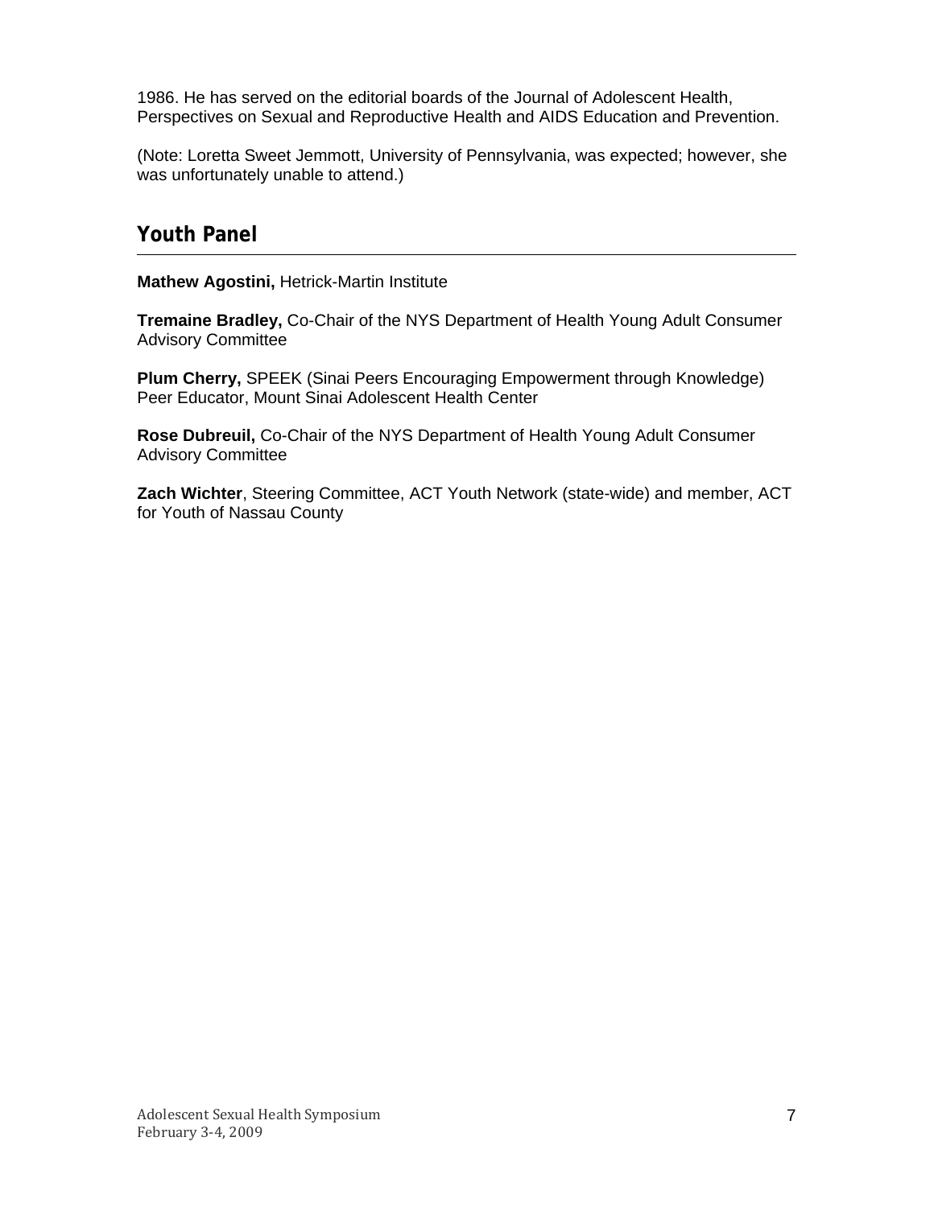1986. He has served on the editorial boards of the Journal of Adolescent Health, Perspectives on Sexual and Reproductive Health and AIDS Education and Prevention.

(Note: Loretta Sweet Jemmott, University of Pennsylvania, was expected; however, she was unfortunately unable to attend.)

## Youth Panel

**Mathew Agostini,** Hetrick-Martin Institute

**Tremaine Bradley,** Co-Chair of the NYS Department of Health Young Adult Consumer Advisory Committee

**Plum Cherry,** SPEEK (Sinai Peers Encouraging Empowerment through Knowledge) Peer Educator, Mount Sinai Adolescent Health Center

**Rose Dubreuil,** Co-Chair of the NYS Department of Health Young Adult Consumer Advisory Committee

**Zach Wichter**, Steering Committee, ACT Youth Network (state-wide) and member, ACT for Youth of Nassau County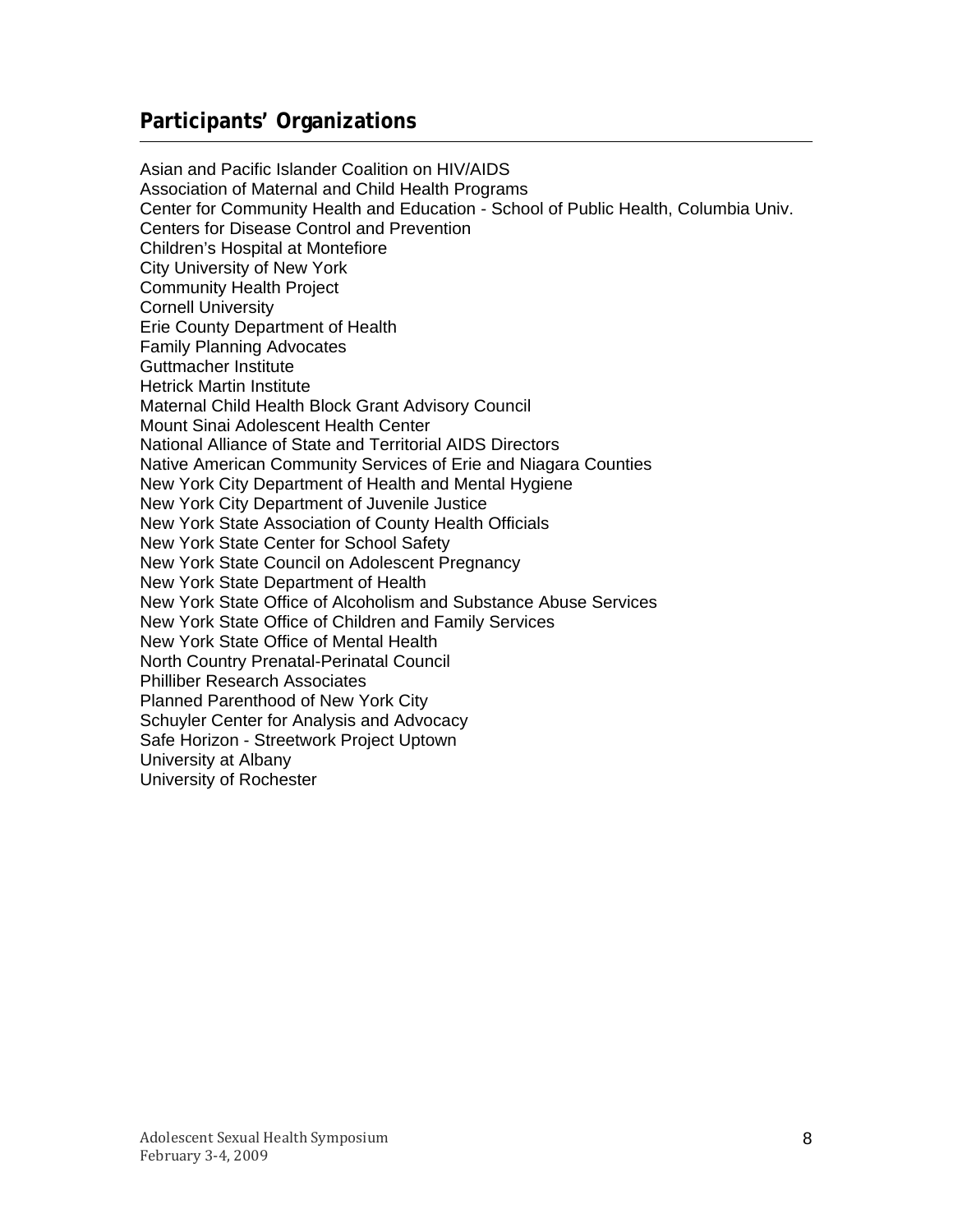## Participants' Organizations

Asian and Pacific Islander Coalition on HIV/AIDS
Association of Maternal and Child Health Programs
Center for Community Health and Education - School of Public Health, Columbia Univ.
Centers for Disease Control and Prevention
Children's Hospital at Montefiore
City University of New York
Community Health Project
Cornell University
Erie County Department of Health
Family Planning Advocates
Guttmacher Institute
Hetrick Martin Institute
Maternal Child Health Block Grant Advisory Council
Mount Sinai Adolescent Health Center
National Alliance of State and Territorial AIDS Directors
Native American Community Services of Erie and Niagara Counties
New York City Department of Health and Mental Hygiene
New York City Department of Juvenile Justice
New York State Association of County Health Officials
New York State Center for School Safety
New York State Council on Adolescent Pregnancy
New York State Department of Health
New York State Office of Alcoholism and Substance Abuse Services
New York State Office of Children and Family Services
New York State Office of Mental Health
North Country Prenatal-Perinatal Council
Philliber Research Associates
Planned Parenthood of New York City
Schuyler Center for Analysis and Advocacy
Safe Horizon - Streetwork Project Uptown
University at Albany
University of Rochester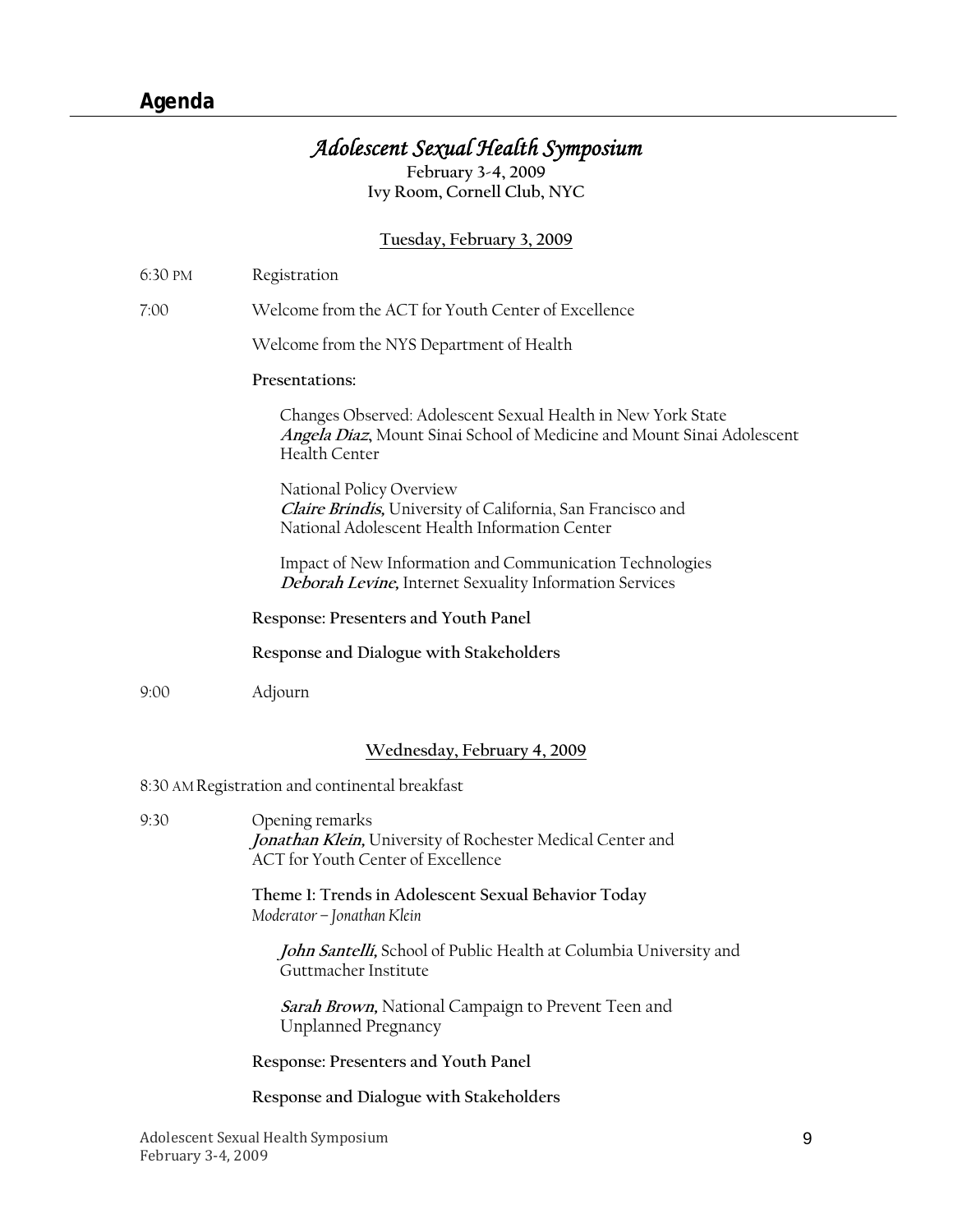## Agenda

# *Adolescent Sexual Health Symposium*

**February 3-4, 2009**
**Ivy Room, Cornell Club, NYC**

### Tuesday, February 3, 2009

6:30 PM Registration

7:00 Welcome from the ACT for Youth Center of Excellence

Welcome from the NYS Department of Health

**Presentations:**

Changes Observed: Adolescent Sexual Health in New York State
***Angela Díaz***, Mount Sinai School of Medicine and Mount Sinai Adolescent Health Center

National Policy Overview
***Claire Brindis,*** University of California, San Francisco and National Adolescent Health Information Center

Impact of New Information and Communication Technologies
***Deborah Levine,*** Internet Sexuality Information Services

**Response: Presenters and Youth Panel**

**Response and Dialogue with Stakeholders**

9:00 Adjourn

### Wednesday, February 4, 2009

8:30 AM Registration and continental breakfast

9:30 Opening remarks
***Jonathan Klein,*** University of Rochester Medical Center and ACT for Youth Center of Excellence

**Theme 1: Trends in Adolescent Sexual Behavior Today**
*Moderator – Jonathan Klein*

***John Santelli,*** School of Public Health at Columbia University and Guttmacher Institute

***Sarah Brown,*** National Campaign to Prevent Teen and Unplanned Pregnancy

**Response: Presenters and Youth Panel**

**Response and Dialogue with Stakeholders**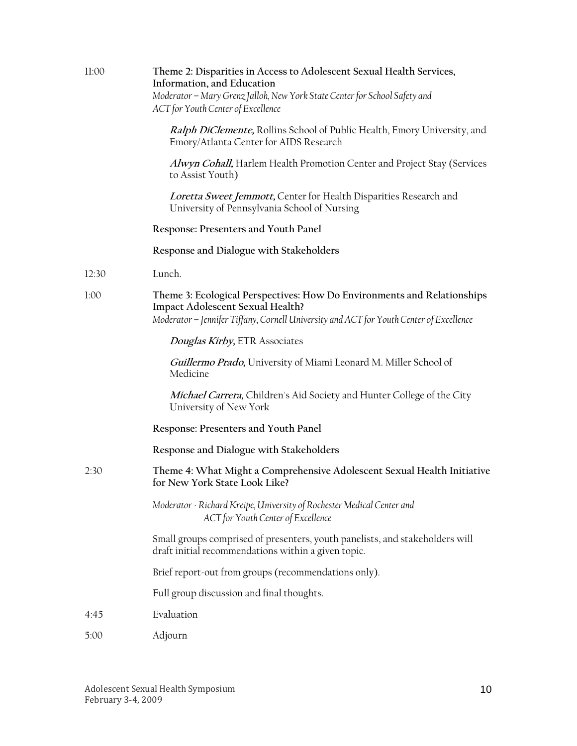11:00 **Theme 2: Disparities in Access to Adolescent Sexual Health Services, Information, and Education**

*Moderator – Mary Grenz Jalloh, New York State Center for School Safety and ACT for Youth Center of Excellence*

***Ralph DiClemente,*** Rollins School of Public Health, Emory University, and Emory/Atlanta Center for AIDS Research

***Alwyn Cohall,*** Harlem Health Promotion Center and Project Stay (Services to Assist Youth)

***Loretta Sweet Jemmott,*** Center for Health Disparities Research and University of Pennsylvania School of Nursing

**Response: Presenters and Youth Panel**

**Response and Dialogue with Stakeholders**

12:30 Lunch.

1:00 **Theme 3: Ecological Perspectives: How Do Environments and Relationships Impact Adolescent Sexual Health?**

*Moderator – Jennifer Tiffany, Cornell University and ACT for Youth Center of Excellence*

***Douglas Kirby,*** ETR Associates

***Guillermo Prado,*** University of Miami Leonard M. Miller School of Medicine

***Michael Carrera,*** Children's Aid Society and Hunter College of the City University of New York

**Response: Presenters and Youth Panel**

**Response and Dialogue with Stakeholders**

2:30 **Theme 4: What Might a Comprehensive Adolescent Sexual Health Initiative for New York State Look Like?**

*Moderator - Richard Kreipe, University of Rochester Medical Center and ACT for Youth Center of Excellence*

Small groups comprised of presenters, youth panelists, and stakeholders will draft initial recommendations within a given topic.

Brief report-out from groups (recommendations only).

Full group discussion and final thoughts.

4:45 Evaluation

5:00 Adjourn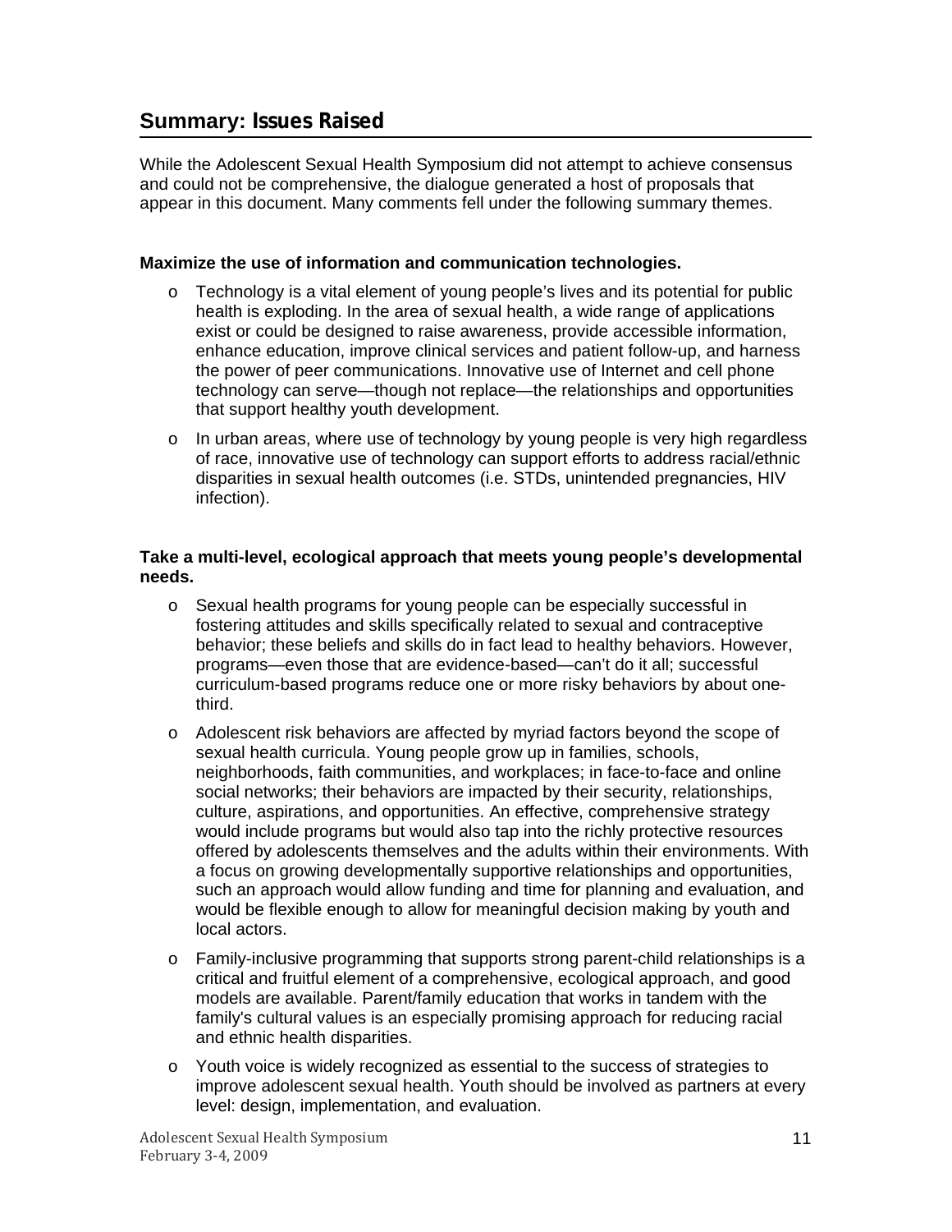## Summary: Issues Raised

While the Adolescent Sexual Health Symposium did not attempt to achieve consensus and could not be comprehensive, the dialogue generated a host of proposals that appear in this document. Many comments fell under the following summary themes.

**Maximize the use of information and communication technologies.**

- Technology is a vital element of young people's lives and its potential for public health is exploding. In the area of sexual health, a wide range of applications exist or could be designed to raise awareness, provide accessible information, enhance education, improve clinical services and patient follow-up, and harness the power of peer communications. Innovative use of Internet and cell phone technology can serve—though not replace—the relationships and opportunities that support healthy youth development.
- In urban areas, where use of technology by young people is very high regardless of race, innovative use of technology can support efforts to address racial/ethnic disparities in sexual health outcomes (i.e. STDs, unintended pregnancies, HIV infection).

**Take a multi-level, ecological approach that meets young people's developmental needs.**

- Sexual health programs for young people can be especially successful in fostering attitudes and skills specifically related to sexual and contraceptive behavior; these beliefs and skills do in fact lead to healthy behaviors. However, programs—even those that are evidence-based—can't do it all; successful curriculum-based programs reduce one or more risky behaviors by about one-third.
- Adolescent risk behaviors are affected by myriad factors beyond the scope of sexual health curricula. Young people grow up in families, schools, neighborhoods, faith communities, and workplaces; in face-to-face and online social networks; their behaviors are impacted by their security, relationships, culture, aspirations, and opportunities. An effective, comprehensive strategy would include programs but would also tap into the richly protective resources offered by adolescents themselves and the adults within their environments. With a focus on growing developmentally supportive relationships and opportunities, such an approach would allow funding and time for planning and evaluation, and would be flexible enough to allow for meaningful decision making by youth and local actors.
- Family-inclusive programming that supports strong parent-child relationships is a critical and fruitful element of a comprehensive, ecological approach, and good models are available. Parent/family education that works in tandem with the family's cultural values is an especially promising approach for reducing racial and ethnic health disparities.
- Youth voice is widely recognized as essential to the success of strategies to improve adolescent sexual health. Youth should be involved as partners at every level: design, implementation, and evaluation.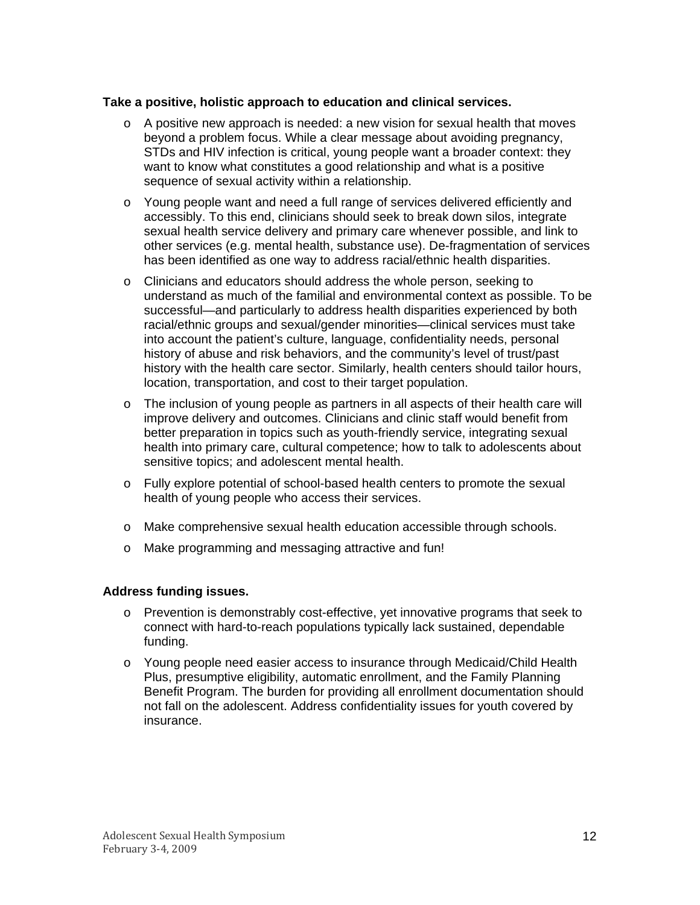**Take a positive, holistic approach to education and clinical services.**

- A positive new approach is needed: a new vision for sexual health that moves beyond a problem focus. While a clear message about avoiding pregnancy, STDs and HIV infection is critical, young people want a broader context: they want to know what constitutes a good relationship and what is a positive sequence of sexual activity within a relationship.
- Young people want and need a full range of services delivered efficiently and accessibly. To this end, clinicians should seek to break down silos, integrate sexual health service delivery and primary care whenever possible, and link to other services (e.g. mental health, substance use). De-fragmentation of services has been identified as one way to address racial/ethnic health disparities.
- Clinicians and educators should address the whole person, seeking to understand as much of the familial and environmental context as possible. To be successful—and particularly to address health disparities experienced by both racial/ethnic groups and sexual/gender minorities—clinical services must take into account the patient's culture, language, confidentiality needs, personal history of abuse and risk behaviors, and the community's level of trust/past history with the health care sector. Similarly, health centers should tailor hours, location, transportation, and cost to their target population.
- The inclusion of young people as partners in all aspects of their health care will improve delivery and outcomes. Clinicians and clinic staff would benefit from better preparation in topics such as youth-friendly service, integrating sexual health into primary care, cultural competence; how to talk to adolescents about sensitive topics; and adolescent mental health.
- Fully explore potential of school-based health centers to promote the sexual health of young people who access their services.
- Make comprehensive sexual health education accessible through schools.
- Make programming and messaging attractive and fun!

**Address funding issues.**

- Prevention is demonstrably cost-effective, yet innovative programs that seek to connect with hard-to-reach populations typically lack sustained, dependable funding.
- Young people need easier access to insurance through Medicaid/Child Health Plus, presumptive eligibility, automatic enrollment, and the Family Planning Benefit Program. The burden for providing all enrollment documentation should not fall on the adolescent. Address confidentiality issues for youth covered by insurance.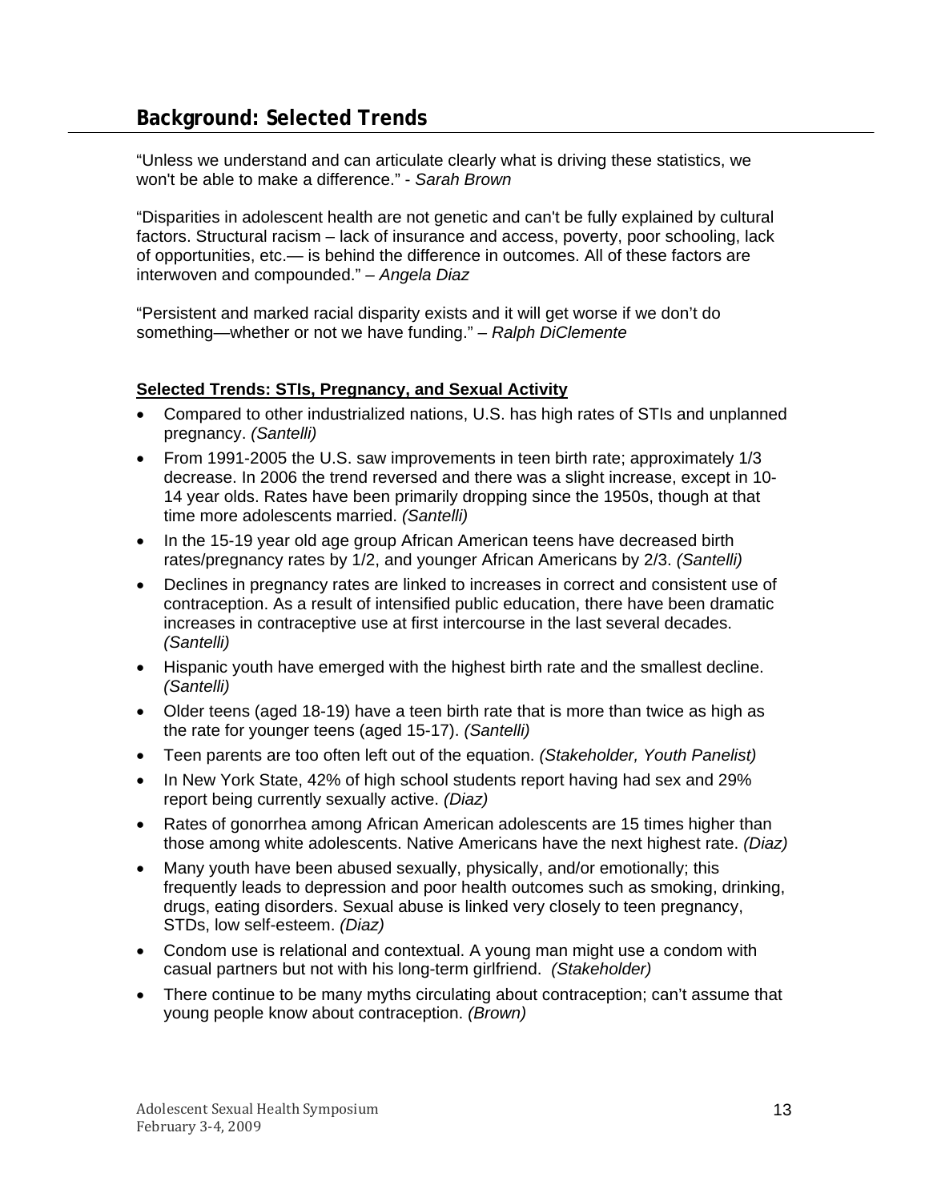## Background: Selected Trends

"Unless we understand and can articulate clearly what is driving these statistics, we won't be able to make a difference." - *Sarah Brown*

"Disparities in adolescent health are not genetic and can't be fully explained by cultural factors. Structural racism – lack of insurance and access, poverty, poor schooling, lack of opportunities, etc.— is behind the difference in outcomes. All of these factors are interwoven and compounded." – *Angela Diaz*

"Persistent and marked racial disparity exists and it will get worse if we don't do something—whether or not we have funding." – *Ralph DiClemente*

**Selected Trends: STIs, Pregnancy, and Sexual Activity**

- Compared to other industrialized nations, U.S. has high rates of STIs and unplanned pregnancy. *(Santelli)*
- From 1991-2005 the U.S. saw improvements in teen birth rate; approximately 1/3 decrease. In 2006 the trend reversed and there was a slight increase, except in 10-14 year olds. Rates have been primarily dropping since the 1950s, though at that time more adolescents married. *(Santelli)*
- In the 15-19 year old age group African American teens have decreased birth rates/pregnancy rates by 1/2, and younger African Americans by 2/3. *(Santelli)*
- Declines in pregnancy rates are linked to increases in correct and consistent use of contraception. As a result of intensified public education, there have been dramatic increases in contraceptive use at first intercourse in the last several decades. *(Santelli)*
- Hispanic youth have emerged with the highest birth rate and the smallest decline. *(Santelli)*
- Older teens (aged 18-19) have a teen birth rate that is more than twice as high as the rate for younger teens (aged 15-17). *(Santelli)*
- Teen parents are too often left out of the equation. *(Stakeholder, Youth Panelist)*
- In New York State, 42% of high school students report having had sex and 29% report being currently sexually active. *(Diaz)*
- Rates of gonorrhea among African American adolescents are 15 times higher than those among white adolescents. Native Americans have the next highest rate. *(Diaz)*
- Many youth have been abused sexually, physically, and/or emotionally; this frequently leads to depression and poor health outcomes such as smoking, drinking, drugs, eating disorders. Sexual abuse is linked very closely to teen pregnancy, STDs, low self-esteem. *(Diaz)*
- Condom use is relational and contextual. A young man might use a condom with casual partners but not with his long-term girlfriend. *(Stakeholder)*
- There continue to be many myths circulating about contraception; can't assume that young people know about contraception. *(Brown)*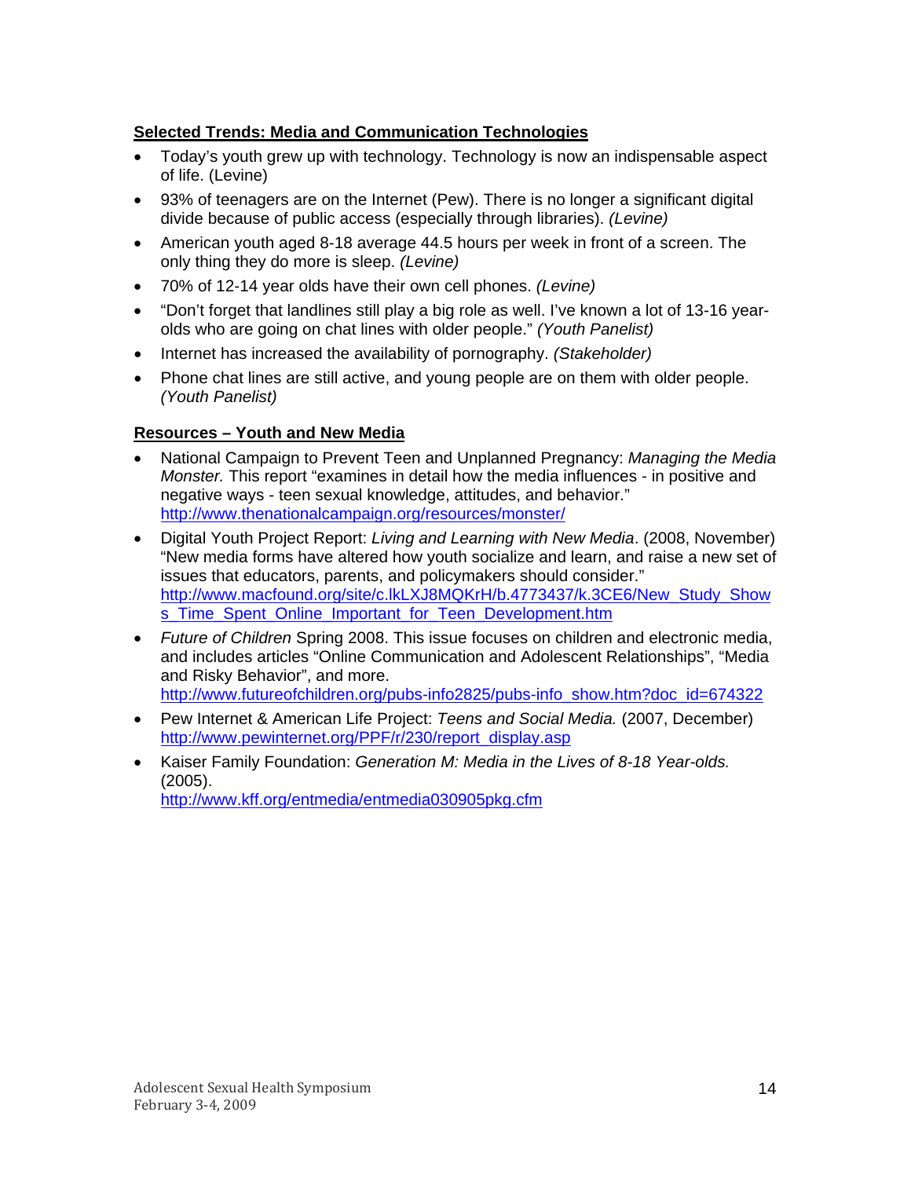**Selected Trends: Media and Communication Technologies**

- Today's youth grew up with technology. Technology is now an indispensable aspect of life. (Levine)
- 93% of teenagers are on the Internet (Pew). There is no longer a significant digital divide because of public access (especially through libraries). *(Levine)*
- American youth aged 8-18 average 44.5 hours per week in front of a screen. The only thing they do more is sleep. *(Levine)*
- 70% of 12-14 year olds have their own cell phones. *(Levine)*
- "Don't forget that landlines still play a big role as well. I've known a lot of 13-16 year-olds who are going on chat lines with older people." *(Youth Panelist)*
- Internet has increased the availability of pornography. *(Stakeholder)*
- Phone chat lines are still active, and young people are on them with older people. *(Youth Panelist)*

**Resources – Youth and New Media**

- National Campaign to Prevent Teen and Unplanned Pregnancy: *Managing the Media Monster.* This report "examines in detail how the media influences - in positive and negative ways - teen sexual knowledge, attitudes, and behavior." http://www.thenationalcampaign.org/resources/monster/
- Digital Youth Project Report: *Living and Learning with New Media*. (2008, November) "New media forms have altered how youth socialize and learn, and raise a new set of issues that educators, parents, and policymakers should consider." http://www.macfound.org/site/c.lkLXJ8MQKrH/b.4773437/k.3CE6/New_Study_Shows_Time_Spent_Online_Important_for_Teen_Development.htm
- *Future of Children* Spring 2008. This issue focuses on children and electronic media, and includes articles "Online Communication and Adolescent Relationships", "Media and Risky Behavior", and more. http://www.futureofchildren.org/pubs-info2825/pubs-info_show.htm?doc_id=674322
- Pew Internet & American Life Project: *Teens and Social Media.* (2007, December) http://www.pewinternet.org/PPF/r/230/report_display.asp
- Kaiser Family Foundation: *Generation M: Media in the Lives of 8-18 Year-olds.* (2005). http://www.kff.org/entmedia/entmedia030905pkg.cfm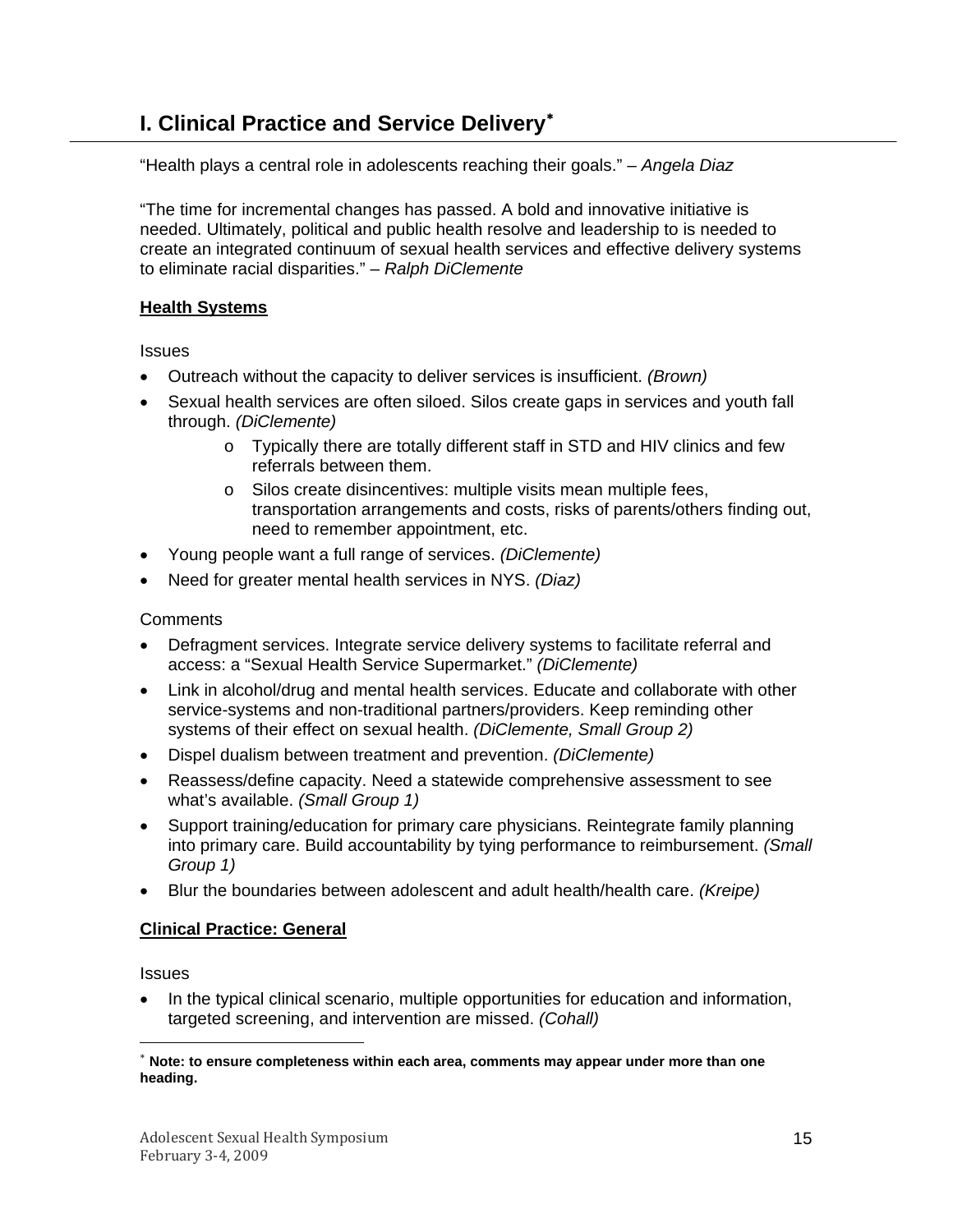# I. Clinical Practice and Service Delivery*

"Health plays a central role in adolescents reaching their goals." – *Angela Diaz*

"The time for incremental changes has passed. A bold and innovative initiative is needed. Ultimately, political and public health resolve and leadership to is needed to create an integrated continuum of sexual health services and effective delivery systems to eliminate racial disparities." – *Ralph DiClemente*

**<u>Health Systems</u>**

Issues

- Outreach without the capacity to deliver services is insufficient. *(Brown)*
- Sexual health services are often siloed. Silos create gaps in services and youth fall through. *(DiClemente)*
  - Typically there are totally different staff in STD and HIV clinics and few referrals between them.
  - Silos create disincentives: multiple visits mean multiple fees, transportation arrangements and costs, risks of parents/others finding out, need to remember appointment, etc.
- Young people want a full range of services. *(DiClemente)*
- Need for greater mental health services in NYS. *(Diaz)*

Comments

- Defragment services. Integrate service delivery systems to facilitate referral and access: a "Sexual Health Service Supermarket." *(DiClemente)*
- Link in alcohol/drug and mental health services. Educate and collaborate with other service-systems and non-traditional partners/providers. Keep reminding other systems of their effect on sexual health. *(DiClemente, Small Group 2)*
- Dispel dualism between treatment and prevention. *(DiClemente)*
- Reassess/define capacity. Need a statewide comprehensive assessment to see what's available. *(Small Group 1)*
- Support training/education for primary care physicians. Reintegrate family planning into primary care. Build accountability by tying performance to reimbursement. *(Small Group 1)*
- Blur the boundaries between adolescent and adult health/health care. *(Kreipe)*

**<u>Clinical Practice: General</u>**

Issues

- In the typical clinical scenario, multiple opportunities for education and information, targeted screening, and intervention are missed. *(Cohall)*

---

* **Note: to ensure completeness within each area, comments may appear under more than one heading.**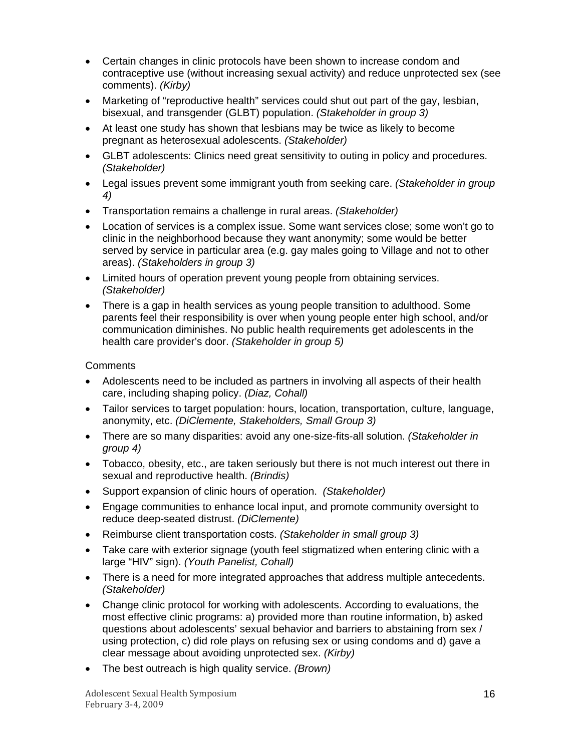- Certain changes in clinic protocols have been shown to increase condom and contraceptive use (without increasing sexual activity) and reduce unprotected sex (see comments). *(Kirby)*
- Marketing of "reproductive health" services could shut out part of the gay, lesbian, bisexual, and transgender (GLBT) population. *(Stakeholder in group 3)*
- At least one study has shown that lesbians may be twice as likely to become pregnant as heterosexual adolescents. *(Stakeholder)*
- GLBT adolescents: Clinics need great sensitivity to outing in policy and procedures. *(Stakeholder)*
- Legal issues prevent some immigrant youth from seeking care. *(Stakeholder in group 4)*
- Transportation remains a challenge in rural areas. *(Stakeholder)*
- Location of services is a complex issue. Some want services close; some won't go to clinic in the neighborhood because they want anonymity; some would be better served by service in particular area (e.g. gay males going to Village and not to other areas). *(Stakeholders in group 3)*
- Limited hours of operation prevent young people from obtaining services. *(Stakeholder)*
- There is a gap in health services as young people transition to adulthood. Some parents feel their responsibility is over when young people enter high school, and/or communication diminishes. No public health requirements get adolescents in the health care provider's door. *(Stakeholder in group 5)*

Comments

- Adolescents need to be included as partners in involving all aspects of their health care, including shaping policy. *(Diaz, Cohall)*
- Tailor services to target population: hours, location, transportation, culture, language, anonymity, etc. *(DiClemente, Stakeholders, Small Group 3)*
- There are so many disparities: avoid any one-size-fits-all solution. *(Stakeholder in group 4)*
- Tobacco, obesity, etc., are taken seriously but there is not much interest out there in sexual and reproductive health. *(Brindis)*
- Support expansion of clinic hours of operation. *(Stakeholder)*
- Engage communities to enhance local input, and promote community oversight to reduce deep-seated distrust. *(DiClemente)*
- Reimburse client transportation costs. *(Stakeholder in small group 3)*
- Take care with exterior signage (youth feel stigmatized when entering clinic with a large "HIV" sign). *(Youth Panelist, Cohall)*
- There is a need for more integrated approaches that address multiple antecedents. *(Stakeholder)*
- Change clinic protocol for working with adolescents. According to evaluations, the most effective clinic programs: a) provided more than routine information, b) asked questions about adolescents' sexual behavior and barriers to abstaining from sex / using protection, c) did role plays on refusing sex or using condoms and d) gave a clear message about avoiding unprotected sex. *(Kirby)*
- The best outreach is high quality service. *(Brown)*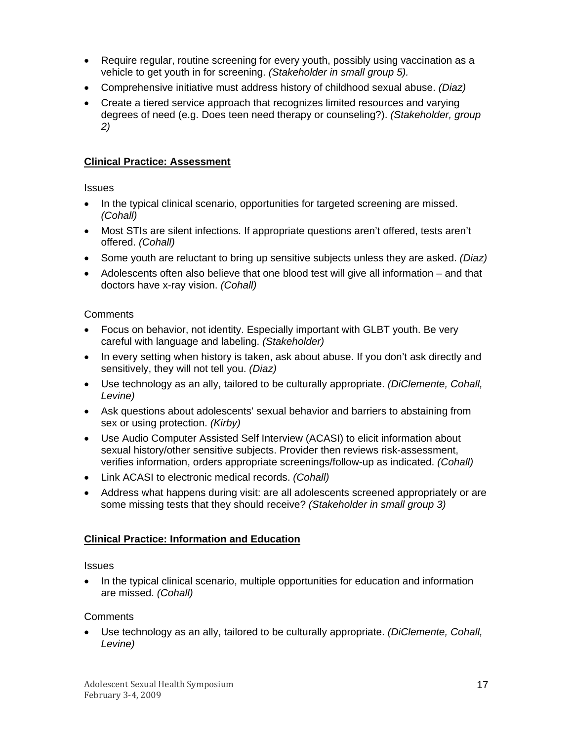- Require regular, routine screening for every youth, possibly using vaccination as a vehicle to get youth in for screening. *(Stakeholder in small group 5).*
- Comprehensive initiative must address history of childhood sexual abuse. *(Diaz)*
- Create a tiered service approach that recognizes limited resources and varying degrees of need (e.g. Does teen need therapy or counseling?). *(Stakeholder, group 2)*

## Clinical Practice: Assessment

Issues

- In the typical clinical scenario, opportunities for targeted screening are missed. *(Cohall)*
- Most STIs are silent infections. If appropriate questions aren't offered, tests aren't offered. *(Cohall)*
- Some youth are reluctant to bring up sensitive subjects unless they are asked. *(Diaz)*
- Adolescents often also believe that one blood test will give all information – and that doctors have x-ray vision. *(Cohall)*

Comments

- Focus on behavior, not identity. Especially important with GLBT youth. Be very careful with language and labeling. *(Stakeholder)*
- In every setting when history is taken, ask about abuse. If you don't ask directly and sensitively, they will not tell you. *(Diaz)*
- Use technology as an ally, tailored to be culturally appropriate. *(DiClemente, Cohall, Levine)*
- Ask questions about adolescents' sexual behavior and barriers to abstaining from sex or using protection. *(Kirby)*
- Use Audio Computer Assisted Self Interview (ACASI) to elicit information about sexual history/other sensitive subjects. Provider then reviews risk-assessment, verifies information, orders appropriate screenings/follow-up as indicated. *(Cohall)*
- Link ACASI to electronic medical records. *(Cohall)*
- Address what happens during visit: are all adolescents screened appropriately or are some missing tests that they should receive? *(Stakeholder in small group 3)*

## Clinical Practice: Information and Education

Issues

- In the typical clinical scenario, multiple opportunities for education and information are missed. *(Cohall)*

Comments

- Use technology as an ally, tailored to be culturally appropriate. *(DiClemente, Cohall, Levine)*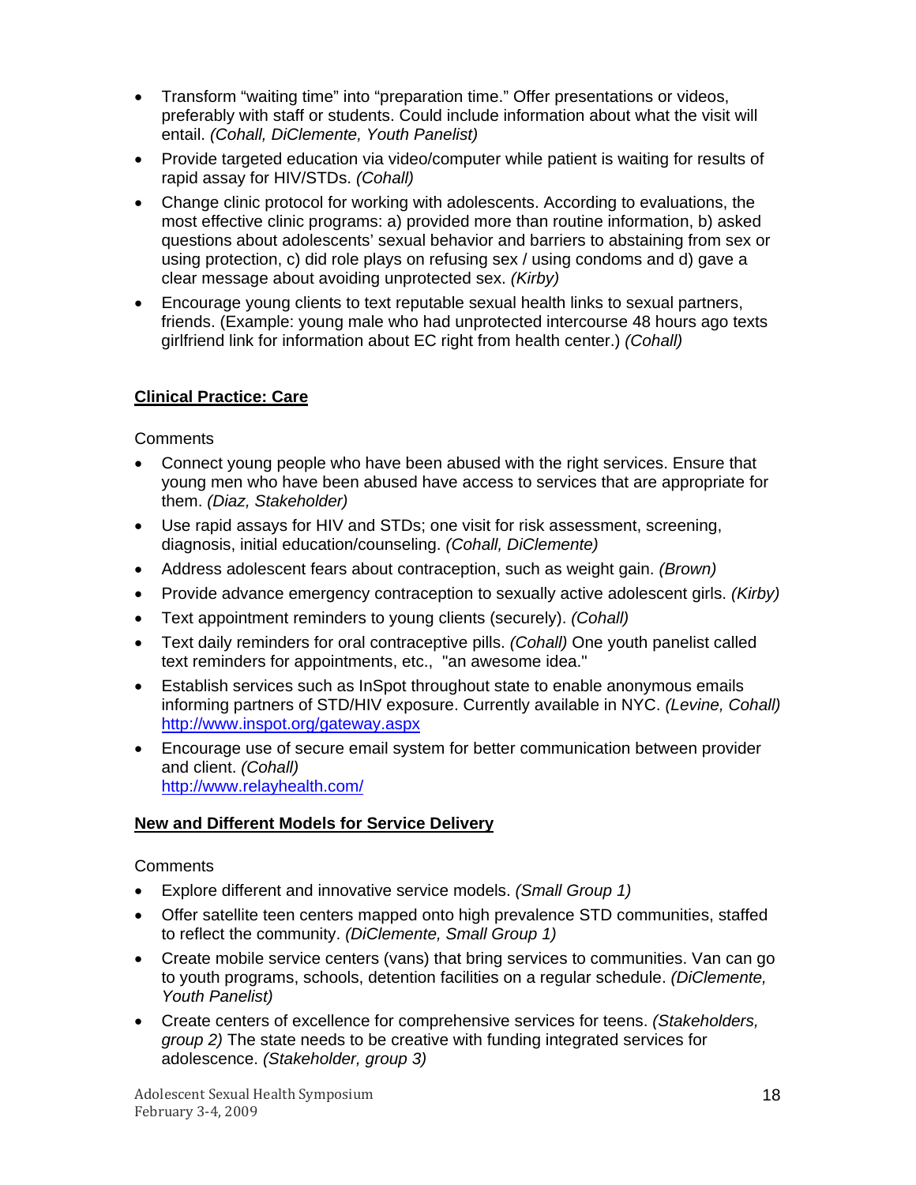- Transform "waiting time" into "preparation time." Offer presentations or videos, preferably with staff or students. Could include information about what the visit will entail. *(Cohall, DiClemente, Youth Panelist)*
- Provide targeted education via video/computer while patient is waiting for results of rapid assay for HIV/STDs. *(Cohall)*
- Change clinic protocol for working with adolescents. According to evaluations, the most effective clinic programs: a) provided more than routine information, b) asked questions about adolescents' sexual behavior and barriers to abstaining from sex or using protection, c) did role plays on refusing sex / using condoms and d) gave a clear message about avoiding unprotected sex. *(Kirby)*
- Encourage young clients to text reputable sexual health links to sexual partners, friends. (Example: young male who had unprotected intercourse 48 hours ago texts girlfriend link for information about EC right from health center.) *(Cohall)*

**Clinical Practice: Care**

Comments

- Connect young people who have been abused with the right services. Ensure that young men who have been abused have access to services that are appropriate for them. *(Diaz, Stakeholder)*
- Use rapid assays for HIV and STDs; one visit for risk assessment, screening, diagnosis, initial education/counseling. *(Cohall, DiClemente)*
- Address adolescent fears about contraception, such as weight gain. *(Brown)*
- Provide advance emergency contraception to sexually active adolescent girls. *(Kirby)*
- Text appointment reminders to young clients (securely). *(Cohall)*
- Text daily reminders for oral contraceptive pills. *(Cohall)* One youth panelist called text reminders for appointments, etc., "an awesome idea."
- Establish services such as InSpot throughout state to enable anonymous emails informing partners of STD/HIV exposure. Currently available in NYC. *(Levine, Cohall)* http://www.inspot.org/gateway.aspx
- Encourage use of secure email system for better communication between provider and client. *(Cohall)*
  http://www.relayhealth.com/

**New and Different Models for Service Delivery**

Comments

- Explore different and innovative service models. *(Small Group 1)*
- Offer satellite teen centers mapped onto high prevalence STD communities, staffed to reflect the community. *(DiClemente, Small Group 1)*
- Create mobile service centers (vans) that bring services to communities. Van can go to youth programs, schools, detention facilities on a regular schedule. *(DiClemente, Youth Panelist)*
- Create centers of excellence for comprehensive services for teens. *(Stakeholders, group 2)* The state needs to be creative with funding integrated services for adolescence. *(Stakeholder, group 3)*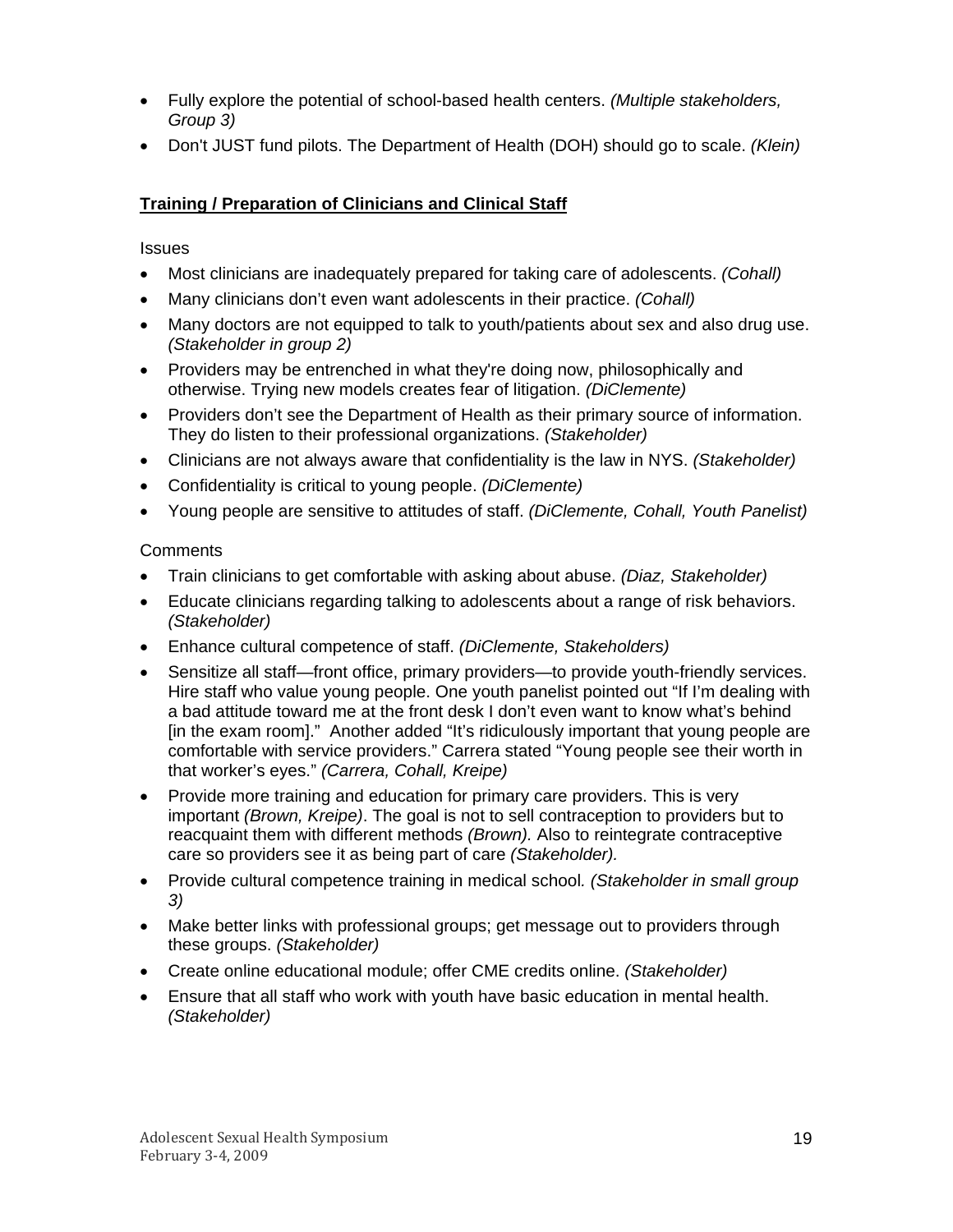- Fully explore the potential of school-based health centers. *(Multiple stakeholders, Group 3)*
- Don't JUST fund pilots. The Department of Health (DOH) should go to scale. *(Klein)*

### **Training / Preparation of Clinicians and Clinical Staff**

Issues

- Most clinicians are inadequately prepared for taking care of adolescents. *(Cohall)*
- Many clinicians don't even want adolescents in their practice. *(Cohall)*
- Many doctors are not equipped to talk to youth/patients about sex and also drug use. *(Stakeholder in group 2)*
- Providers may be entrenched in what they're doing now, philosophically and otherwise. Trying new models creates fear of litigation. *(DiClemente)*
- Providers don't see the Department of Health as their primary source of information. They do listen to their professional organizations. *(Stakeholder)*
- Clinicians are not always aware that confidentiality is the law in NYS. *(Stakeholder)*
- Confidentiality is critical to young people. *(DiClemente)*
- Young people are sensitive to attitudes of staff. *(DiClemente, Cohall, Youth Panelist)*

Comments

- Train clinicians to get comfortable with asking about abuse. *(Diaz, Stakeholder)*
- Educate clinicians regarding talking to adolescents about a range of risk behaviors. *(Stakeholder)*
- Enhance cultural competence of staff. *(DiClemente, Stakeholders)*
- Sensitize all staff—front office, primary providers—to provide youth-friendly services. Hire staff who value young people. One youth panelist pointed out "If I'm dealing with a bad attitude toward me at the front desk I don't even want to know what's behind [in the exam room]." Another added "It's ridiculously important that young people are comfortable with service providers." Carrera stated "Young people see their worth in that worker's eyes." *(Carrera, Cohall, Kreipe)*
- Provide more training and education for primary care providers. This is very important *(Brown, Kreipe)*. The goal is not to sell contraception to providers but to reacquaint them with different methods *(Brown).* Also to reintegrate contraceptive care so providers see it as being part of care *(Stakeholder).*
- Provide cultural competence training in medical school. *(Stakeholder in small group 3)*
- Make better links with professional groups; get message out to providers through these groups. *(Stakeholder)*
- Create online educational module; offer CME credits online. *(Stakeholder)*
- Ensure that all staff who work with youth have basic education in mental health. *(Stakeholder)*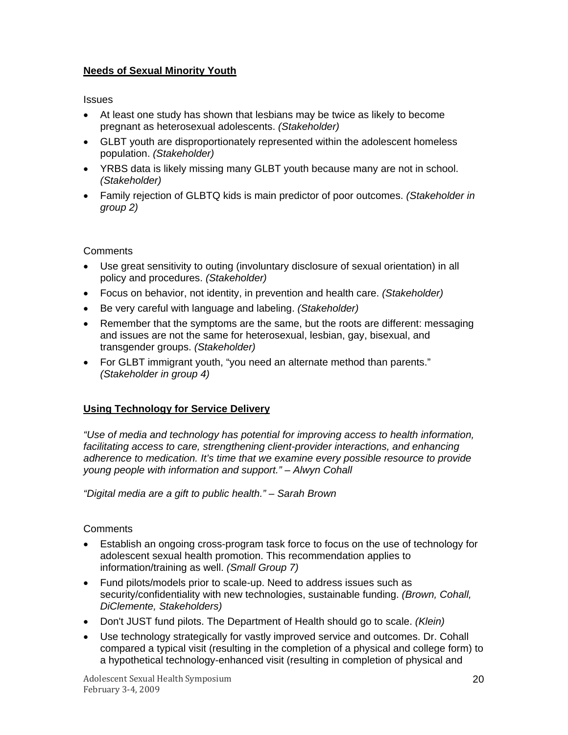**Needs of Sexual Minority Youth**

Issues

- At least one study has shown that lesbians may be twice as likely to become pregnant as heterosexual adolescents. *(Stakeholder)*
- GLBT youth are disproportionately represented within the adolescent homeless population. *(Stakeholder)*
- YRBS data is likely missing many GLBT youth because many are not in school. *(Stakeholder)*
- Family rejection of GLBTQ kids is main predictor of poor outcomes. *(Stakeholder in group 2)*

Comments

- Use great sensitivity to outing (involuntary disclosure of sexual orientation) in all policy and procedures. *(Stakeholder)*
- Focus on behavior, not identity, in prevention and health care. *(Stakeholder)*
- Be very careful with language and labeling. *(Stakeholder)*
- Remember that the symptoms are the same, but the roots are different: messaging and issues are not the same for heterosexual, lesbian, gay, bisexual, and transgender groups. *(Stakeholder)*
- For GLBT immigrant youth, "you need an alternate method than parents." *(Stakeholder in group 4)*

**Using Technology for Service Delivery**

*"Use of media and technology has potential for improving access to health information, facilitating access to care, strengthening client-provider interactions, and enhancing adherence to medication. It's time that we examine every possible resource to provide young people with information and support." – Alwyn Cohall*

*"Digital media are a gift to public health." – Sarah Brown*

Comments

- Establish an ongoing cross-program task force to focus on the use of technology for adolescent sexual health promotion. This recommendation applies to information/training as well. *(Small Group 7)*
- Fund pilots/models prior to scale-up. Need to address issues such as security/confidentiality with new technologies, sustainable funding. *(Brown, Cohall, DiClemente, Stakeholders)*
- Don't JUST fund pilots. The Department of Health should go to scale. *(Klein)*
- Use technology strategically for vastly improved service and outcomes. Dr. Cohall compared a typical visit (resulting in the completion of a physical and college form) to a hypothetical technology-enhanced visit (resulting in completion of physical and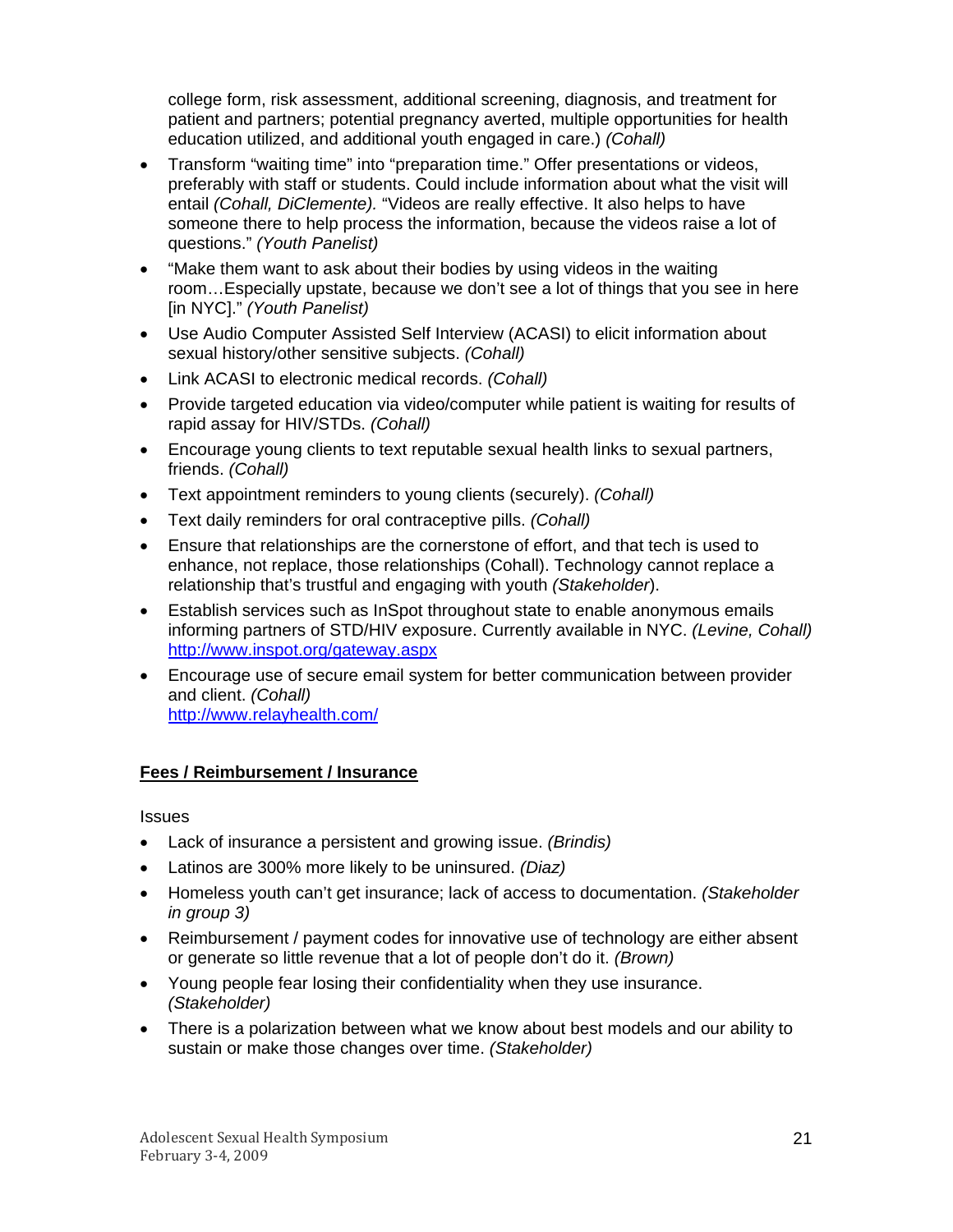college form, risk assessment, additional screening, diagnosis, and treatment for patient and partners; potential pregnancy averted, multiple opportunities for health education utilized, and additional youth engaged in care.) *(Cohall)*

- Transform "waiting time" into "preparation time." Offer presentations or videos, preferably with staff or students. Could include information about what the visit will entail *(Cohall, DiClemente).* "Videos are really effective. It also helps to have someone there to help process the information, because the videos raise a lot of questions." *(Youth Panelist)*
- "Make them want to ask about their bodies by using videos in the waiting room…Especially upstate, because we don't see a lot of things that you see in here [in NYC]." *(Youth Panelist)*
- Use Audio Computer Assisted Self Interview (ACASI) to elicit information about sexual history/other sensitive subjects. *(Cohall)*
- Link ACASI to electronic medical records. *(Cohall)*
- Provide targeted education via video/computer while patient is waiting for results of rapid assay for HIV/STDs. *(Cohall)*
- Encourage young clients to text reputable sexual health links to sexual partners, friends. *(Cohall)*
- Text appointment reminders to young clients (securely). *(Cohall)*
- Text daily reminders for oral contraceptive pills. *(Cohall)*
- Ensure that relationships are the cornerstone of effort, and that tech is used to enhance, not replace, those relationships (Cohall). Technology cannot replace a relationship that's trustful and engaging with youth *(Stakeholder)*.
- Establish services such as InSpot throughout state to enable anonymous emails informing partners of STD/HIV exposure. Currently available in NYC. *(Levine, Cohall)* http://www.inspot.org/gateway.aspx
- Encourage use of secure email system for better communication between provider and client. *(Cohall)* http://www.relayhealth.com/

**Fees / Reimbursement / Insurance**

Issues

- Lack of insurance a persistent and growing issue. *(Brindis)*
- Latinos are 300% more likely to be uninsured. *(Diaz)*
- Homeless youth can't get insurance; lack of access to documentation. *(Stakeholder in group 3)*
- Reimbursement / payment codes for innovative use of technology are either absent or generate so little revenue that a lot of people don't do it. *(Brown)*
- Young people fear losing their confidentiality when they use insurance. *(Stakeholder)*
- There is a polarization between what we know about best models and our ability to sustain or make those changes over time. *(Stakeholder)*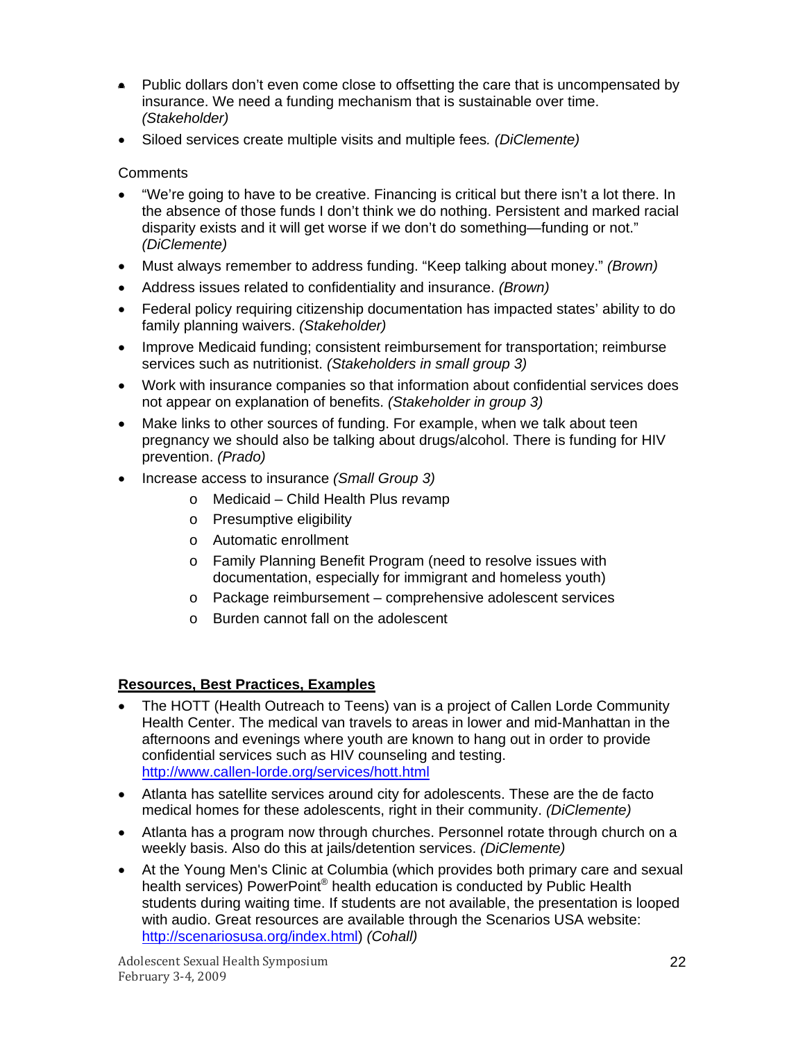- Public dollars don't even come close to offsetting the care that is uncompensated by insurance. We need a funding mechanism that is sustainable over time. *(Stakeholder)*
- Siloed services create multiple visits and multiple fees. *(DiClemente)*

Comments

- "We're going to have to be creative. Financing is critical but there isn't a lot there. In the absence of those funds I don't think we do nothing. Persistent and marked racial disparity exists and it will get worse if we don't do something—funding or not." *(DiClemente)*
- Must always remember to address funding. "Keep talking about money." *(Brown)*
- Address issues related to confidentiality and insurance. *(Brown)*
- Federal policy requiring citizenship documentation has impacted states' ability to do family planning waivers. *(Stakeholder)*
- Improve Medicaid funding; consistent reimbursement for transportation; reimburse services such as nutritionist. *(Stakeholders in small group 3)*
- Work with insurance companies so that information about confidential services does not appear on explanation of benefits. *(Stakeholder in group 3)*
- Make links to other sources of funding. For example, when we talk about teen pregnancy we should also be talking about drugs/alcohol. There is funding for HIV prevention. *(Prado)*
- Increase access to insurance *(Small Group 3)*
  - Medicaid – Child Health Plus revamp
  - Presumptive eligibility
  - Automatic enrollment
  - Family Planning Benefit Program (need to resolve issues with documentation, especially for immigrant and homeless youth)
  - Package reimbursement – comprehensive adolescent services
  - Burden cannot fall on the adolescent

**<u>Resources, Best Practices, Examples</u>**

- The HOTT (Health Outreach to Teens) van is a project of Callen Lorde Community Health Center. The medical van travels to areas in lower and mid-Manhattan in the afternoons and evenings where youth are known to hang out in order to provide confidential services such as HIV counseling and testing. http://www.callen-lorde.org/services/hott.html
- Atlanta has satellite services around city for adolescents. These are the de facto medical homes for these adolescents, right in their community. *(DiClemente)*
- Atlanta has a program now through churches. Personnel rotate through church on a weekly basis. Also do this at jails/detention services. *(DiClemente)*
- At the Young Men's Clinic at Columbia (which provides both primary care and sexual health services) PowerPoint® health education is conducted by Public Health students during waiting time. If students are not available, the presentation is looped with audio. Great resources are available through the Scenarios USA website: http://scenariosusa.org/index.html) *(Cohall)*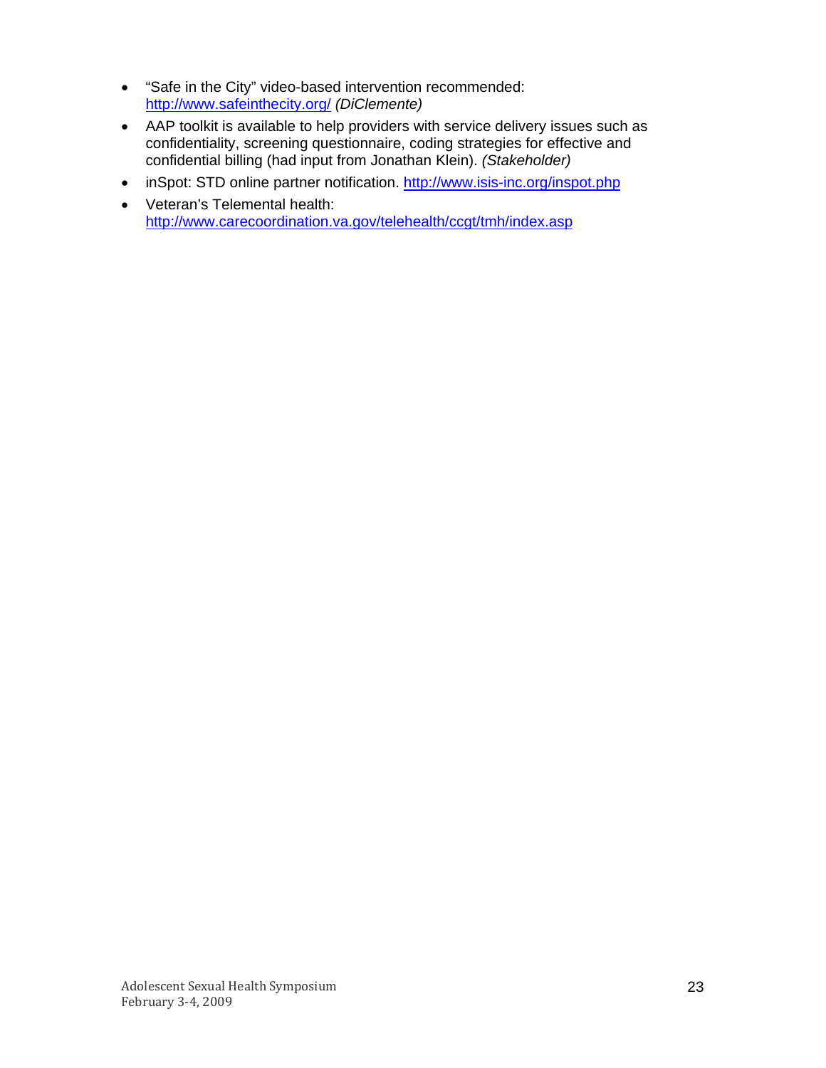- "Safe in the City" video-based intervention recommended: http://www.safeinthecity.org/ *(DiClemente)*
- AAP toolkit is available to help providers with service delivery issues such as confidentiality, screening questionnaire, coding strategies for effective and confidential billing (had input from Jonathan Klein). *(Stakeholder)*
- inSpot: STD online partner notification. http://www.isis-inc.org/inspot.php
- Veteran's Telemental health: http://www.carecoordination.va.gov/telehealth/ccgt/tmh/index.asp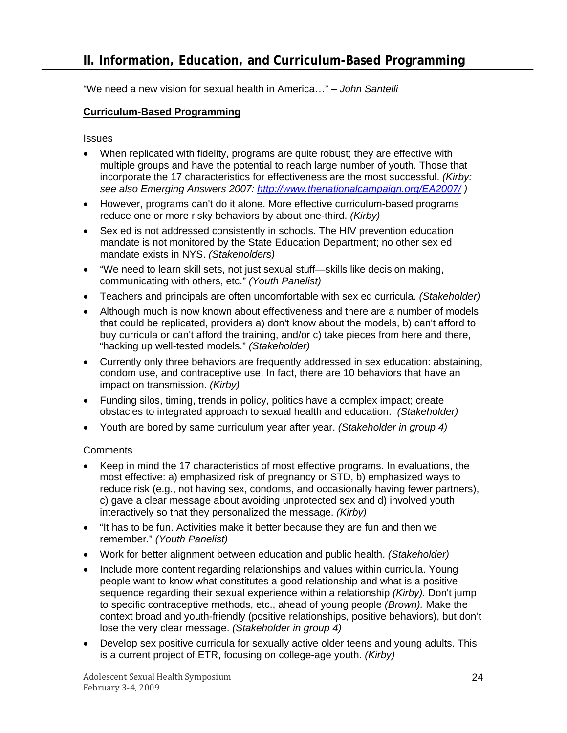## II. Information, Education, and Curriculum-Based Programming

"We need a new vision for sexual health in America…" – *John Santelli*

**Curriculum-Based Programming**

Issues

- When replicated with fidelity, programs are quite robust; they are effective with multiple groups and have the potential to reach large number of youth. Those that incorporate the 17 characteristics for effectiveness are the most successful. *(Kirby: see also Emerging Answers 2007: [http://www.thenationalcampaign.org/EA2007/](http://www.thenationalcampaign.org/EA2007/) )*
- However, programs can't do it alone. More effective curriculum-based programs reduce one or more risky behaviors by about one-third. *(Kirby)*
- Sex ed is not addressed consistently in schools. The HIV prevention education mandate is not monitored by the State Education Department; no other sex ed mandate exists in NYS. *(Stakeholders)*
- "We need to learn skill sets, not just sexual stuff—skills like decision making, communicating with others, etc." *(Youth Panelist)*
- Teachers and principals are often uncomfortable with sex ed curricula. *(Stakeholder)*
- Although much is now known about effectiveness and there are a number of models that could be replicated, providers a) don't know about the models, b) can't afford to buy curricula or can't afford the training, and/or c) take pieces from here and there, "hacking up well-tested models." *(Stakeholder)*
- Currently only three behaviors are frequently addressed in sex education: abstaining, condom use, and contraceptive use. In fact, there are 10 behaviors that have an impact on transmission. *(Kirby)*
- Funding silos, timing, trends in policy, politics have a complex impact; create obstacles to integrated approach to sexual health and education. *(Stakeholder)*
- Youth are bored by same curriculum year after year. *(Stakeholder in group 4)*

Comments

- Keep in mind the 17 characteristics of most effective programs. In evaluations, the most effective: a) emphasized risk of pregnancy or STD, b) emphasized ways to reduce risk (e.g., not having sex, condoms, and occasionally having fewer partners), c) gave a clear message about avoiding unprotected sex and d) involved youth interactively so that they personalized the message. *(Kirby)*
- "It has to be fun. Activities make it better because they are fun and then we remember." *(Youth Panelist)*
- Work for better alignment between education and public health. *(Stakeholder)*
- Include more content regarding relationships and values within curricula. Young people want to know what constitutes a good relationship and what is a positive sequence regarding their sexual experience within a relationship *(Kirby).* Don't jump to specific contraceptive methods, etc., ahead of young people *(Brown).* Make the context broad and youth-friendly (positive relationships, positive behaviors), but don't lose the very clear message. *(Stakeholder in group 4)*
- Develop sex positive curricula for sexually active older teens and young adults. This is a current project of ETR, focusing on college-age youth. *(Kirby)*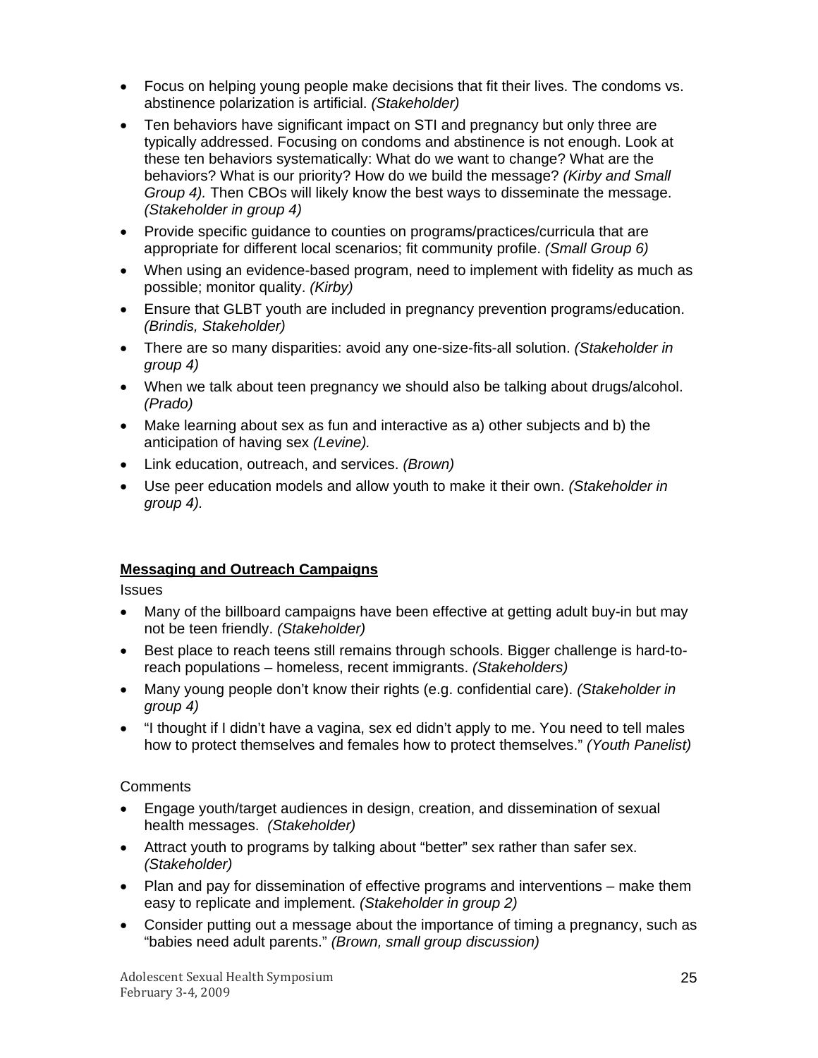- Focus on helping young people make decisions that fit their lives. The condoms vs. abstinence polarization is artificial. *(Stakeholder)*
- Ten behaviors have significant impact on STI and pregnancy but only three are typically addressed. Focusing on condoms and abstinence is not enough. Look at these ten behaviors systematically: What do we want to change? What are the behaviors? What is our priority? How do we build the message? *(Kirby and Small Group 4).* Then CBOs will likely know the best ways to disseminate the message. *(Stakeholder in group 4)*
- Provide specific guidance to counties on programs/practices/curricula that are appropriate for different local scenarios; fit community profile. *(Small Group 6)*
- When using an evidence-based program, need to implement with fidelity as much as possible; monitor quality. *(Kirby)*
- Ensure that GLBT youth are included in pregnancy prevention programs/education. *(Brindis, Stakeholder)*
- There are so many disparities: avoid any one-size-fits-all solution. *(Stakeholder in group 4)*
- When we talk about teen pregnancy we should also be talking about drugs/alcohol. *(Prado)*
- Make learning about sex as fun and interactive as a) other subjects and b) the anticipation of having sex *(Levine).*
- Link education, outreach, and services. *(Brown)*
- Use peer education models and allow youth to make it their own. *(Stakeholder in group 4).*

**Messaging and Outreach Campaigns**

Issues

- Many of the billboard campaigns have been effective at getting adult buy-in but may not be teen friendly. *(Stakeholder)*
- Best place to reach teens still remains through schools. Bigger challenge is hard-to-reach populations – homeless, recent immigrants. *(Stakeholders)*
- Many young people don't know their rights (e.g. confidential care). *(Stakeholder in group 4)*
- "I thought if I didn't have a vagina, sex ed didn't apply to me. You need to tell males how to protect themselves and females how to protect themselves." *(Youth Panelist)*

Comments

- Engage youth/target audiences in design, creation, and dissemination of sexual health messages. *(Stakeholder)*
- Attract youth to programs by talking about "better" sex rather than safer sex. *(Stakeholder)*
- Plan and pay for dissemination of effective programs and interventions – make them easy to replicate and implement. *(Stakeholder in group 2)*
- Consider putting out a message about the importance of timing a pregnancy, such as "babies need adult parents." *(Brown, small group discussion)*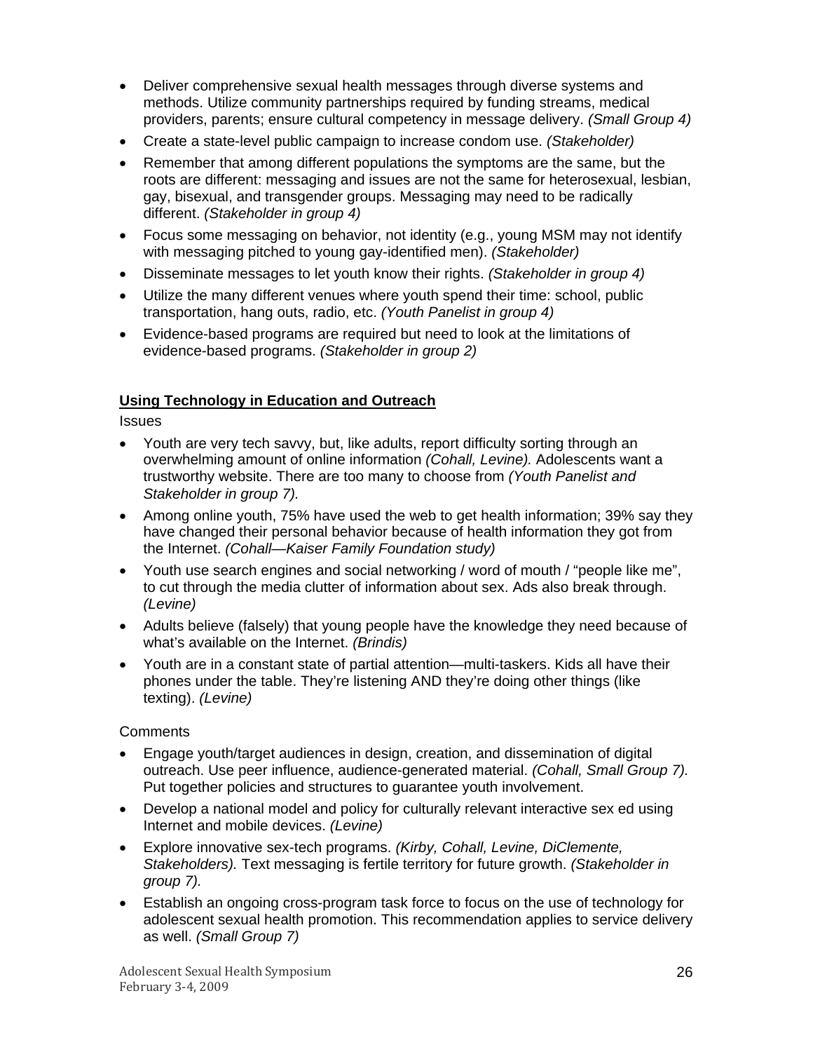- Deliver comprehensive sexual health messages through diverse systems and methods. Utilize community partnerships required by funding streams, medical providers, parents; ensure cultural competency in message delivery. *(Small Group 4)*
- Create a state-level public campaign to increase condom use. *(Stakeholder)*
- Remember that among different populations the symptoms are the same, but the roots are different: messaging and issues are not the same for heterosexual, lesbian, gay, bisexual, and transgender groups. Messaging may need to be radically different. *(Stakeholder in group 4)*
- Focus some messaging on behavior, not identity (e.g., young MSM may not identify with messaging pitched to young gay-identified men). *(Stakeholder)*
- Disseminate messages to let youth know their rights. *(Stakeholder in group 4)*
- Utilize the many different venues where youth spend their time: school, public transportation, hang outs, radio, etc. *(Youth Panelist in group 4)*
- Evidence-based programs are required but need to look at the limitations of evidence-based programs. *(Stakeholder in group 2)*

**Using Technology in Education and Outreach**

Issues

- Youth are very tech savvy, but, like adults, report difficulty sorting through an overwhelming amount of online information *(Cohall, Levine).* Adolescents want a trustworthy website. There are too many to choose from *(Youth Panelist and Stakeholder in group 7).*
- Among online youth, 75% have used the web to get health information; 39% say they have changed their personal behavior because of health information they got from the Internet. *(Cohall—Kaiser Family Foundation study)*
- Youth use search engines and social networking / word of mouth / "people like me", to cut through the media clutter of information about sex. Ads also break through. *(Levine)*
- Adults believe (falsely) that young people have the knowledge they need because of what's available on the Internet. *(Brindis)*
- Youth are in a constant state of partial attention—multi-taskers. Kids all have their phones under the table. They're listening AND they're doing other things (like texting). *(Levine)*

Comments

- Engage youth/target audiences in design, creation, and dissemination of digital outreach. Use peer influence, audience-generated material. *(Cohall, Small Group 7).* Put together policies and structures to guarantee youth involvement.
- Develop a national model and policy for culturally relevant interactive sex ed using Internet and mobile devices. *(Levine)*
- Explore innovative sex-tech programs. *(Kirby, Cohall, Levine, DiClemente, Stakeholders).* Text messaging is fertile territory for future growth. *(Stakeholder in group 7).*
- Establish an ongoing cross-program task force to focus on the use of technology for adolescent sexual health promotion. This recommendation applies to service delivery as well. *(Small Group 7)*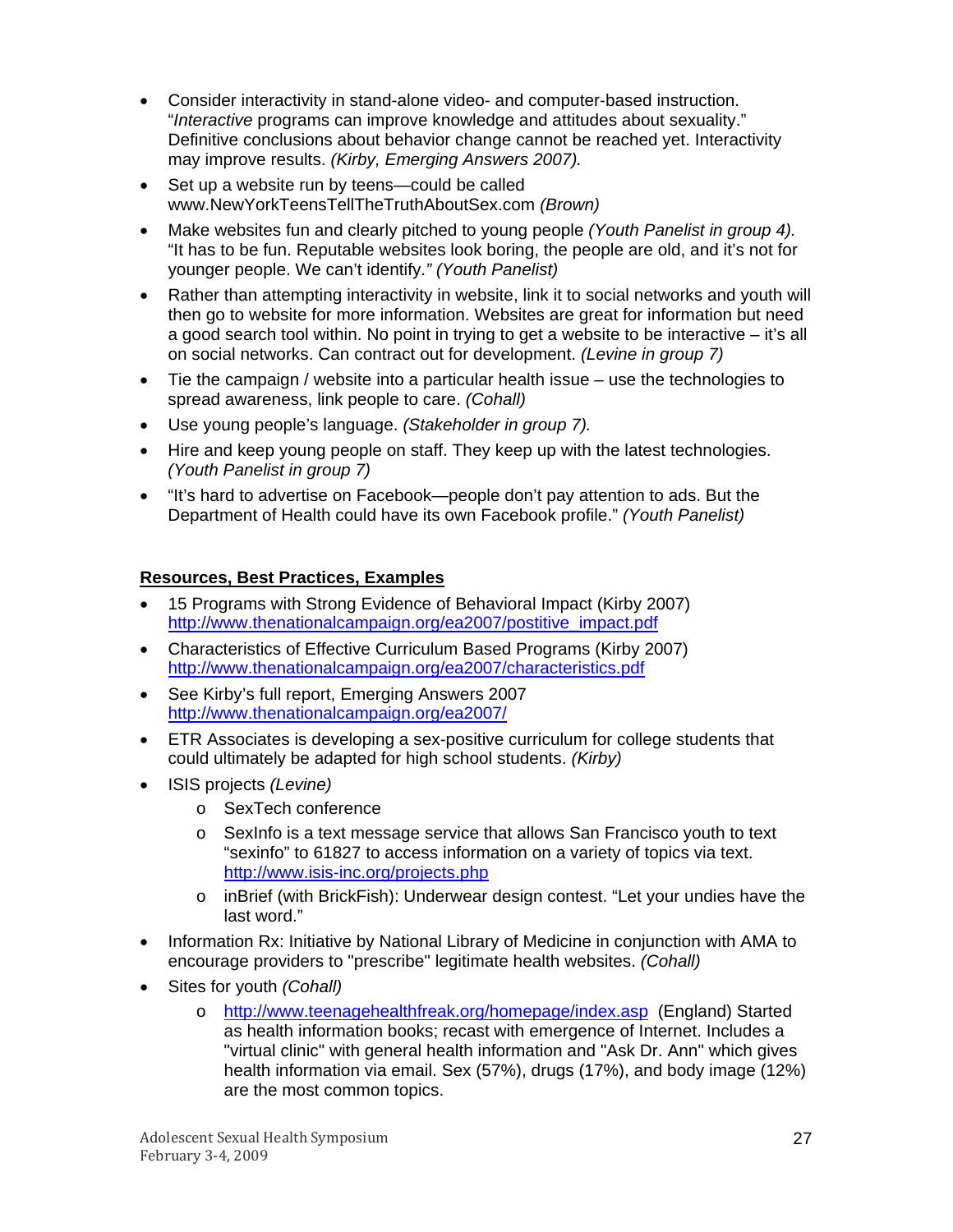- Consider interactivity in stand-alone video- and computer-based instruction. "*Interactive* programs can improve knowledge and attitudes about sexuality." Definitive conclusions about behavior change cannot be reached yet. Interactivity may improve results. *(Kirby, Emerging Answers 2007).*
- Set up a website run by teens—could be called www.NewYorkTeensTellTheTruthAboutSex.com *(Brown)*
- Make websites fun and clearly pitched to young people *(Youth Panelist in group 4).* "It has to be fun. Reputable websites look boring, the people are old, and it's not for younger people. We can't identify.*" (Youth Panelist)*
- Rather than attempting interactivity in website, link it to social networks and youth will then go to website for more information. Websites are great for information but need a good search tool within. No point in trying to get a website to be interactive – it's all on social networks. Can contract out for development. *(Levine in group 7)*
- Tie the campaign / website into a particular health issue – use the technologies to spread awareness, link people to care. *(Cohall)*
- Use young people's language. *(Stakeholder in group 7).*
- Hire and keep young people on staff. They keep up with the latest technologies. *(Youth Panelist in group 7)*
- "It's hard to advertise on Facebook—people don't pay attention to ads. But the Department of Health could have its own Facebook profile." *(Youth Panelist)*

**Resources, Best Practices, Examples**

- 15 Programs with Strong Evidence of Behavioral Impact (Kirby 2007) http://www.thenationalcampaign.org/ea2007/postitive_impact.pdf
- Characteristics of Effective Curriculum Based Programs (Kirby 2007) http://www.thenationalcampaign.org/ea2007/characteristics.pdf
- See Kirby's full report, Emerging Answers 2007 http://www.thenationalcampaign.org/ea2007/
- ETR Associates is developing a sex-positive curriculum for college students that could ultimately be adapted for high school students. *(Kirby)*
- ISIS projects *(Levine)*
  - SexTech conference
  - SexInfo is a text message service that allows San Francisco youth to text "sexinfo" to 61827 to access information on a variety of topics via text. http://www.isis-inc.org/projects.php
  - inBrief (with BrickFish): Underwear design contest. "Let your undies have the last word."
- Information Rx: Initiative by National Library of Medicine in conjunction with AMA to encourage providers to "prescribe" legitimate health websites. *(Cohall)*
- Sites for youth *(Cohall)*
  - http://www.teenagehealthfreak.org/homepage/index.asp (England) Started as health information books; recast with emergence of Internet. Includes a "virtual clinic" with general health information and "Ask Dr. Ann" which gives health information via email. Sex (57%), drugs (17%), and body image (12%) are the most common topics.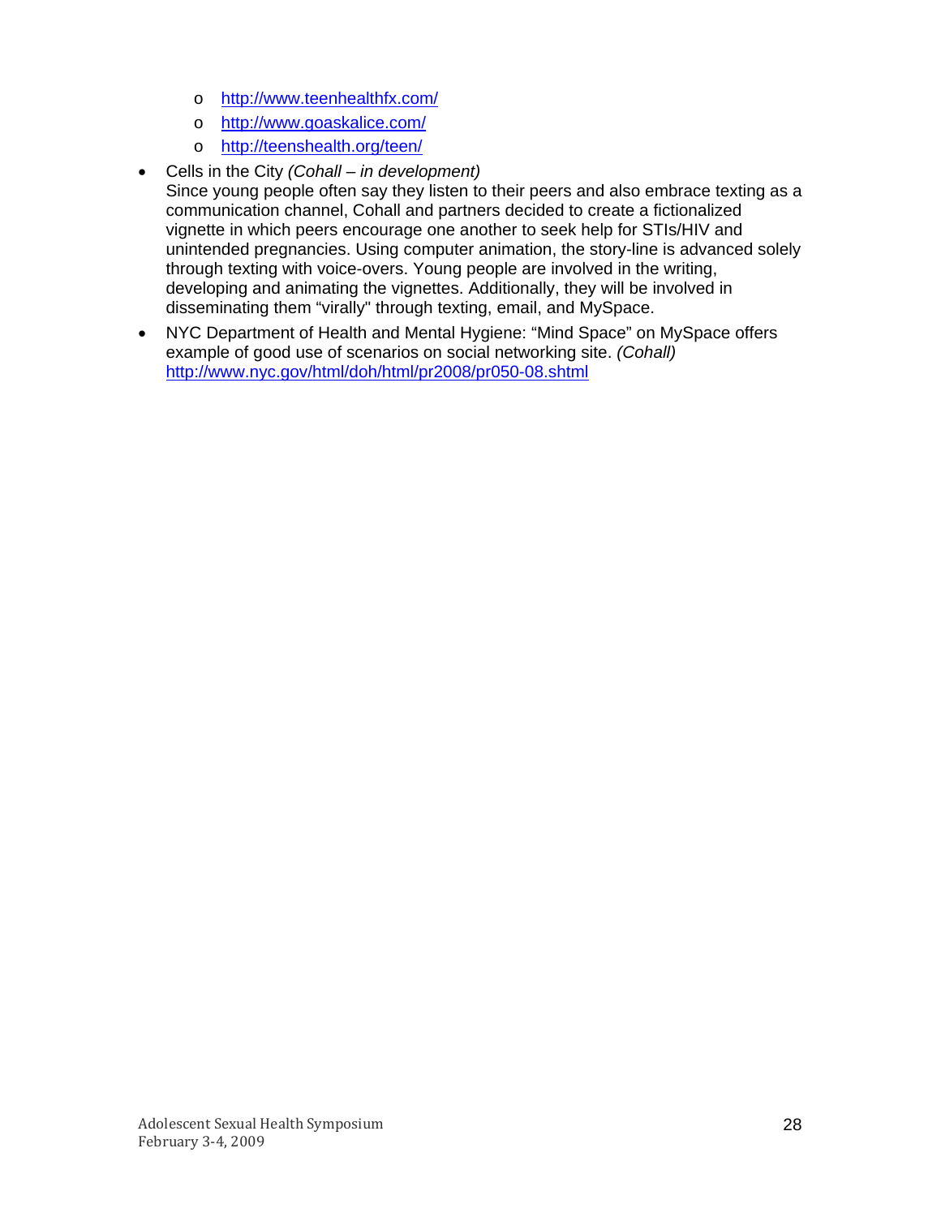- http://www.teenhealthfx.com/
  - http://www.goaskalice.com/
  - http://teenshealth.org/teen/

- Cells in the City *(Cohall – in development)*
  Since young people often say they listen to their peers and also embrace texting as a communication channel, Cohall and partners decided to create a fictionalized vignette in which peers encourage one another to seek help for STIs/HIV and unintended pregnancies. Using computer animation, the story-line is advanced solely through texting with voice-overs. Young people are involved in the writing, developing and animating the vignettes. Additionally, they will be involved in disseminating them "virally" through texting, email, and MySpace.

- NYC Department of Health and Mental Hygiene: "Mind Space" on MySpace offers example of good use of scenarios on social networking site. *(Cohall)*
  http://www.nyc.gov/html/doh/html/pr2008/pr050-08.shtml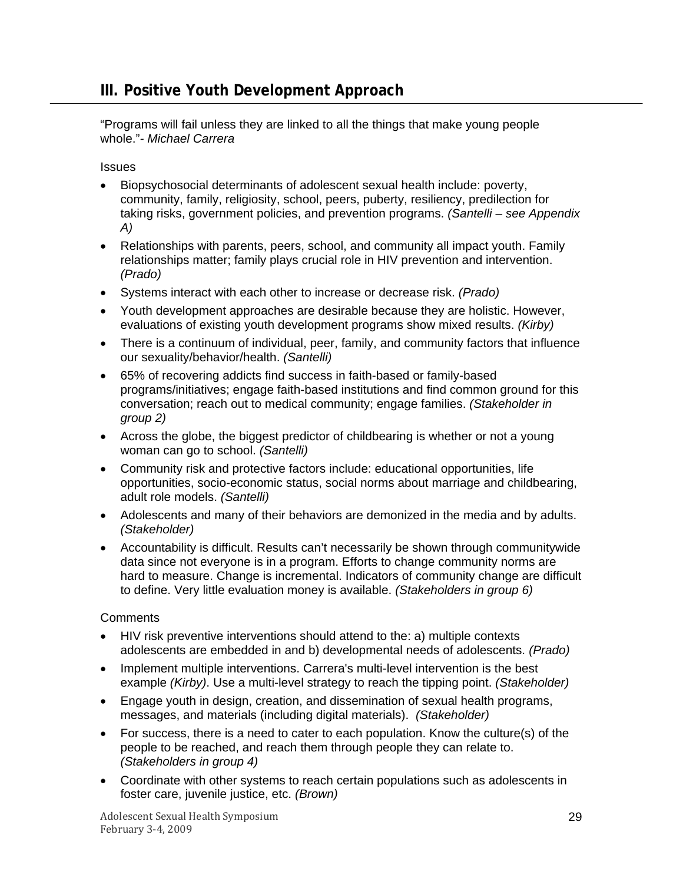## III. Positive Youth Development Approach

"Programs will fail unless they are linked to all the things that make young people whole."- *Michael Carrera*

Issues

- Biopsychosocial determinants of adolescent sexual health include: poverty, community, family, religiosity, school, peers, puberty, resiliency, predilection for taking risks, government policies, and prevention programs. *(Santelli – see Appendix A)*
- Relationships with parents, peers, school, and community all impact youth. Family relationships matter; family plays crucial role in HIV prevention and intervention. *(Prado)*
- Systems interact with each other to increase or decrease risk. *(Prado)*
- Youth development approaches are desirable because they are holistic. However, evaluations of existing youth development programs show mixed results. *(Kirby)*
- There is a continuum of individual, peer, family, and community factors that influence our sexuality/behavior/health. *(Santelli)*
- 65% of recovering addicts find success in faith-based or family-based programs/initiatives; engage faith-based institutions and find common ground for this conversation; reach out to medical community; engage families. *(Stakeholder in group 2)*
- Across the globe, the biggest predictor of childbearing is whether or not a young woman can go to school. *(Santelli)*
- Community risk and protective factors include: educational opportunities, life opportunities, socio-economic status, social norms about marriage and childbearing, adult role models. *(Santelli)*
- Adolescents and many of their behaviors are demonized in the media and by adults. *(Stakeholder)*
- Accountability is difficult. Results can't necessarily be shown through communitywide data since not everyone is in a program. Efforts to change community norms are hard to measure. Change is incremental. Indicators of community change are difficult to define. Very little evaluation money is available. *(Stakeholders in group 6)*

Comments

- HIV risk preventive interventions should attend to the: a) multiple contexts adolescents are embedded in and b) developmental needs of adolescents. *(Prado)*
- Implement multiple interventions. Carrera's multi-level intervention is the best example *(Kirby)*. Use a multi-level strategy to reach the tipping point. *(Stakeholder)*
- Engage youth in design, creation, and dissemination of sexual health programs, messages, and materials (including digital materials). *(Stakeholder)*
- For success, there is a need to cater to each population. Know the culture(s) of the people to be reached, and reach them through people they can relate to. *(Stakeholders in group 4)*
- Coordinate with other systems to reach certain populations such as adolescents in foster care, juvenile justice, etc. *(Brown)*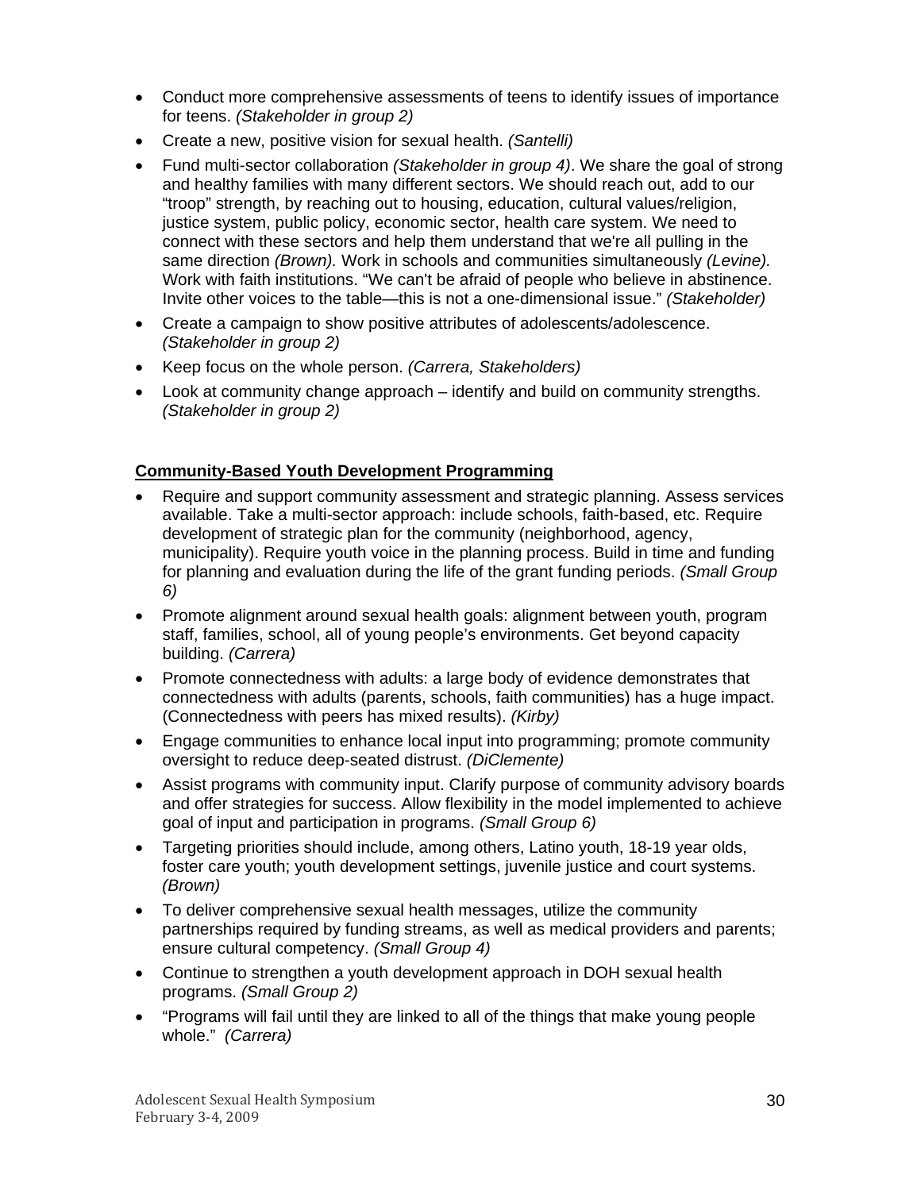- Conduct more comprehensive assessments of teens to identify issues of importance for teens. *(Stakeholder in group 2)*
- Create a new, positive vision for sexual health. *(Santelli)*
- Fund multi-sector collaboration *(Stakeholder in group 4)*. We share the goal of strong and healthy families with many different sectors. We should reach out, add to our "troop" strength, by reaching out to housing, education, cultural values/religion, justice system, public policy, economic sector, health care system. We need to connect with these sectors and help them understand that we're all pulling in the same direction *(Brown).* Work in schools and communities simultaneously *(Levine).* Work with faith institutions. "We can't be afraid of people who believe in abstinence. Invite other voices to the table—this is not a one-dimensional issue." *(Stakeholder)*
- Create a campaign to show positive attributes of adolescents/adolescence. *(Stakeholder in group 2)*
- Keep focus on the whole person. *(Carrera, Stakeholders)*
- Look at community change approach – identify and build on community strengths. *(Stakeholder in group 2)*

**Community-Based Youth Development Programming**

- Require and support community assessment and strategic planning. Assess services available. Take a multi-sector approach: include schools, faith-based, etc. Require development of strategic plan for the community (neighborhood, agency, municipality). Require youth voice in the planning process. Build in time and funding for planning and evaluation during the life of the grant funding periods. *(Small Group 6)*
- Promote alignment around sexual health goals: alignment between youth, program staff, families, school, all of young people's environments. Get beyond capacity building. *(Carrera)*
- Promote connectedness with adults: a large body of evidence demonstrates that connectedness with adults (parents, schools, faith communities) has a huge impact. (Connectedness with peers has mixed results). *(Kirby)*
- Engage communities to enhance local input into programming; promote community oversight to reduce deep-seated distrust. *(DiClemente)*
- Assist programs with community input. Clarify purpose of community advisory boards and offer strategies for success. Allow flexibility in the model implemented to achieve goal of input and participation in programs. *(Small Group 6)*
- Targeting priorities should include, among others, Latino youth, 18-19 year olds, foster care youth; youth development settings, juvenile justice and court systems. *(Brown)*
- To deliver comprehensive sexual health messages, utilize the community partnerships required by funding streams, as well as medical providers and parents; ensure cultural competency. *(Small Group 4)*
- Continue to strengthen a youth development approach in DOH sexual health programs. *(Small Group 2)*
- "Programs will fail until they are linked to all of the things that make young people whole." *(Carrera)*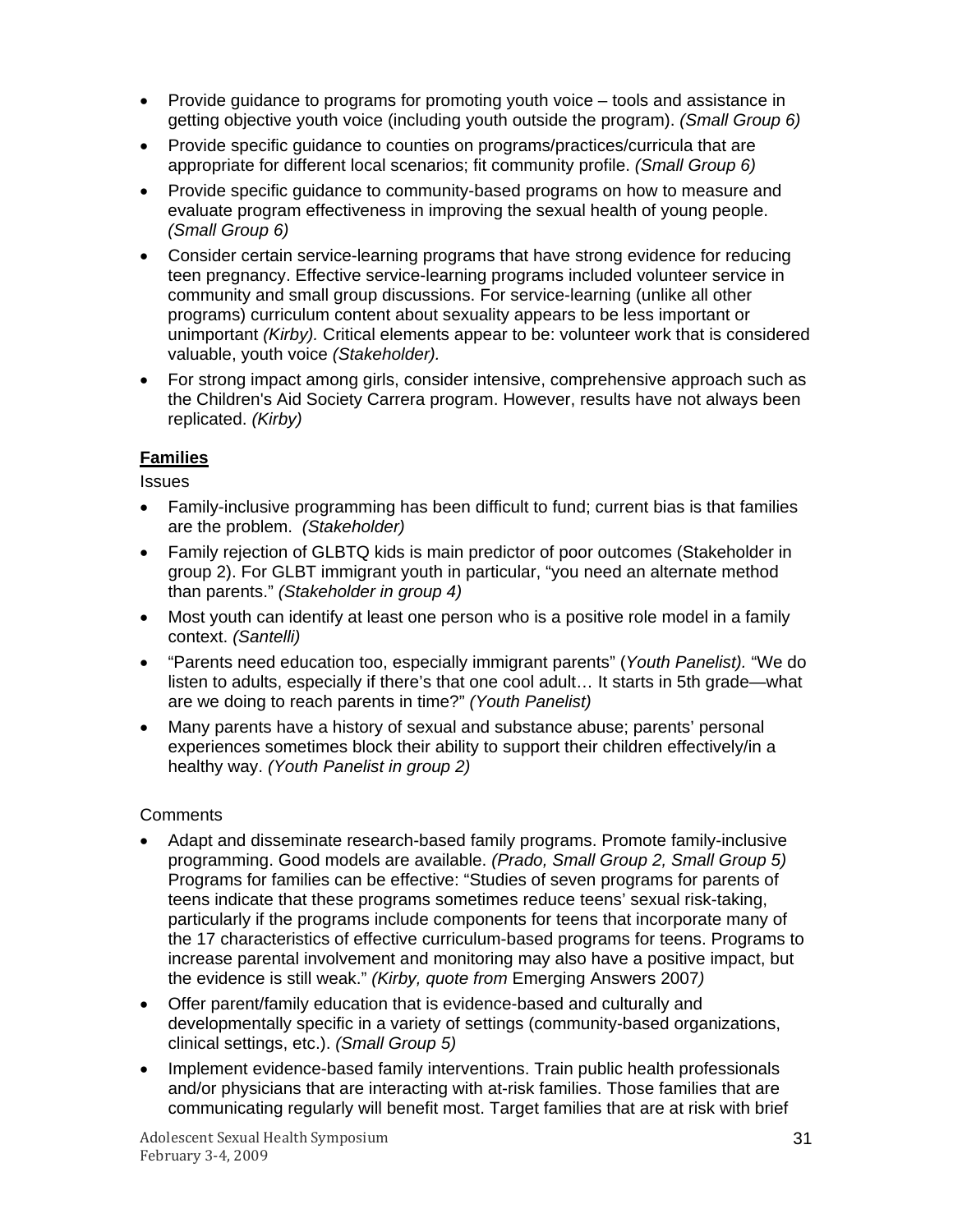- Provide guidance to programs for promoting youth voice – tools and assistance in getting objective youth voice (including youth outside the program). *(Small Group 6)*
- Provide specific guidance to counties on programs/practices/curricula that are appropriate for different local scenarios; fit community profile. *(Small Group 6)*
- Provide specific guidance to community-based programs on how to measure and evaluate program effectiveness in improving the sexual health of young people. *(Small Group 6)*
- Consider certain service-learning programs that have strong evidence for reducing teen pregnancy. Effective service-learning programs included volunteer service in community and small group discussions. For service-learning (unlike all other programs) curriculum content about sexuality appears to be less important or unimportant *(Kirby).* Critical elements appear to be: volunteer work that is considered valuable, youth voice *(Stakeholder).*
- For strong impact among girls, consider intensive, comprehensive approach such as the Children's Aid Society Carrera program. However, results have not always been replicated. *(Kirby)*

**Families**

Issues

- Family-inclusive programming has been difficult to fund; current bias is that families are the problem. *(Stakeholder)*
- Family rejection of GLBTQ kids is main predictor of poor outcomes (Stakeholder in group 2). For GLBT immigrant youth in particular, "you need an alternate method than parents." *(Stakeholder in group 4)*
- Most youth can identify at least one person who is a positive role model in a family context. *(Santelli)*
- "Parents need education too, especially immigrant parents" (*Youth Panelist).* "We do listen to adults, especially if there's that one cool adult… It starts in 5th grade—what are we doing to reach parents in time?" *(Youth Panelist)*
- Many parents have a history of sexual and substance abuse; parents' personal experiences sometimes block their ability to support their children effectively/in a healthy way. *(Youth Panelist in group 2)*

Comments

- Adapt and disseminate research-based family programs. Promote family-inclusive programming. Good models are available. *(Prado, Small Group 2, Small Group 5)* Programs for families can be effective: "Studies of seven programs for parents of teens indicate that these programs sometimes reduce teens' sexual risk-taking, particularly if the programs include components for teens that incorporate many of the 17 characteristics of effective curriculum-based programs for teens. Programs to increase parental involvement and monitoring may also have a positive impact, but the evidence is still weak." *(Kirby, quote from* Emerging Answers 2007*)*
- Offer parent/family education that is evidence-based and culturally and developmentally specific in a variety of settings (community-based organizations, clinical settings, etc.). *(Small Group 5)*
- Implement evidence-based family interventions. Train public health professionals and/or physicians that are interacting with at-risk families. Those families that are communicating regularly will benefit most. Target families that are at risk with brief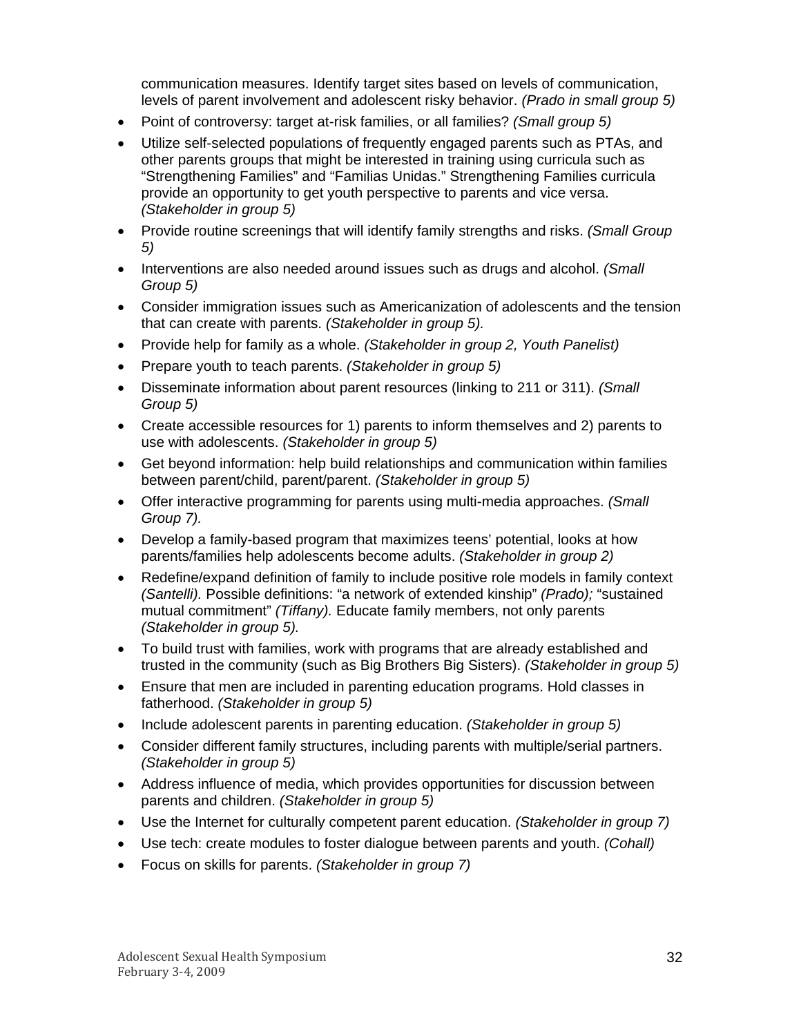communication measures. Identify target sites based on levels of communication, levels of parent involvement and adolescent risky behavior. *(Prado in small group 5)*

- Point of controversy: target at-risk families, or all families? *(Small group 5)*
- Utilize self-selected populations of frequently engaged parents such as PTAs, and other parents groups that might be interested in training using curricula such as "Strengthening Families" and "Familias Unidas." Strengthening Families curricula provide an opportunity to get youth perspective to parents and vice versa. *(Stakeholder in group 5)*
- Provide routine screenings that will identify family strengths and risks. *(Small Group 5)*
- Interventions are also needed around issues such as drugs and alcohol. *(Small Group 5)*
- Consider immigration issues such as Americanization of adolescents and the tension that can create with parents. *(Stakeholder in group 5).*
- Provide help for family as a whole. *(Stakeholder in group 2, Youth Panelist)*
- Prepare youth to teach parents. *(Stakeholder in group 5)*
- Disseminate information about parent resources (linking to 211 or 311). *(Small Group 5)*
- Create accessible resources for 1) parents to inform themselves and 2) parents to use with adolescents. *(Stakeholder in group 5)*
- Get beyond information: help build relationships and communication within families between parent/child, parent/parent. *(Stakeholder in group 5)*
- Offer interactive programming for parents using multi-media approaches. *(Small Group 7).*
- Develop a family-based program that maximizes teens' potential, looks at how parents/families help adolescents become adults. *(Stakeholder in group 2)*
- Redefine/expand definition of family to include positive role models in family context *(Santelli).* Possible definitions: "a network of extended kinship" *(Prado);* "sustained mutual commitment" *(Tiffany).* Educate family members, not only parents *(Stakeholder in group 5).*
- To build trust with families, work with programs that are already established and trusted in the community (such as Big Brothers Big Sisters). *(Stakeholder in group 5)*
- Ensure that men are included in parenting education programs. Hold classes in fatherhood. *(Stakeholder in group 5)*
- Include adolescent parents in parenting education. *(Stakeholder in group 5)*
- Consider different family structures, including parents with multiple/serial partners. *(Stakeholder in group 5)*
- Address influence of media, which provides opportunities for discussion between parents and children. *(Stakeholder in group 5)*
- Use the Internet for culturally competent parent education. *(Stakeholder in group 7)*
- Use tech: create modules to foster dialogue between parents and youth. *(Cohall)*
- Focus on skills for parents. *(Stakeholder in group 7)*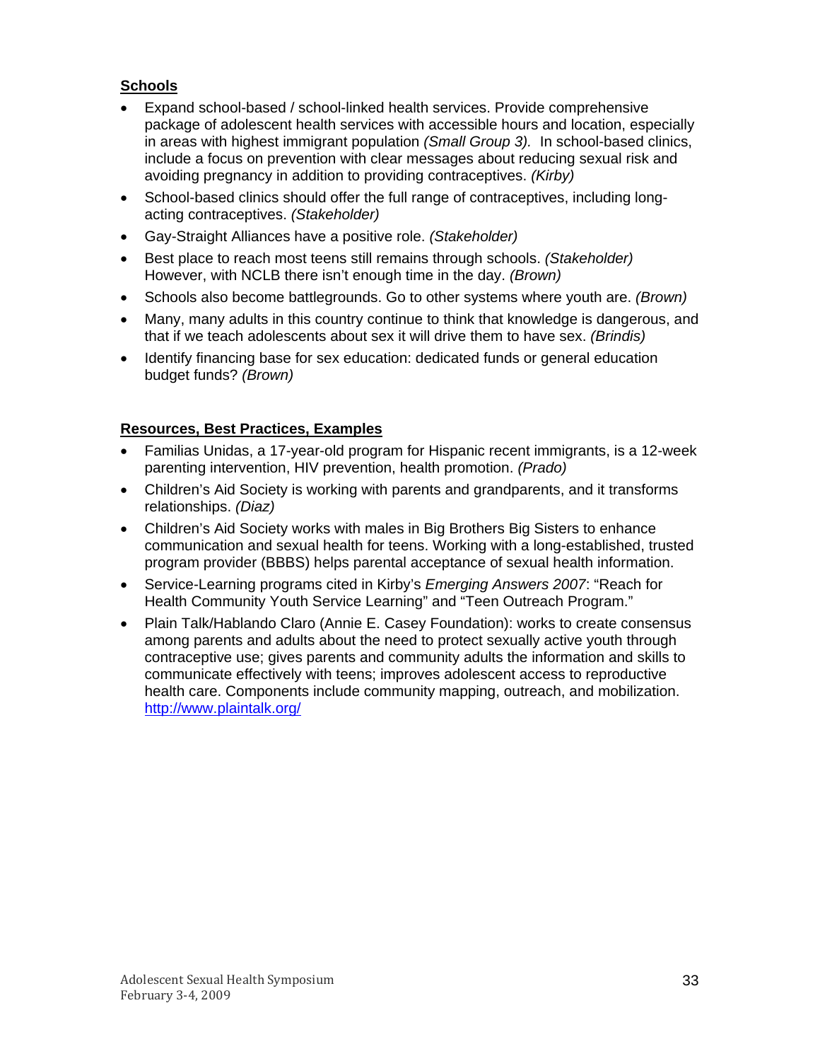**Schools**

- Expand school-based / school-linked health services. Provide comprehensive package of adolescent health services with accessible hours and location, especially in areas with highest immigrant population *(Small Group 3).* In school-based clinics, include a focus on prevention with clear messages about reducing sexual risk and avoiding pregnancy in addition to providing contraceptives. *(Kirby)*
- School-based clinics should offer the full range of contraceptives, including long-acting contraceptives. *(Stakeholder)*
- Gay-Straight Alliances have a positive role. *(Stakeholder)*
- Best place to reach most teens still remains through schools. *(Stakeholder)* However, with NCLB there isn't enough time in the day. *(Brown)*
- Schools also become battlegrounds. Go to other systems where youth are. *(Brown)*
- Many, many adults in this country continue to think that knowledge is dangerous, and that if we teach adolescents about sex it will drive them to have sex. *(Brindis)*
- Identify financing base for sex education: dedicated funds or general education budget funds? *(Brown)*

**Resources, Best Practices, Examples**

- Familias Unidas, a 17-year-old program for Hispanic recent immigrants, is a 12-week parenting intervention, HIV prevention, health promotion. *(Prado)*
- Children's Aid Society is working with parents and grandparents, and it transforms relationships. *(Diaz)*
- Children's Aid Society works with males in Big Brothers Big Sisters to enhance communication and sexual health for teens. Working with a long-established, trusted program provider (BBBS) helps parental acceptance of sexual health information.
- Service-Learning programs cited in Kirby's *Emerging Answers 2007*: "Reach for Health Community Youth Service Learning" and "Teen Outreach Program."
- Plain Talk/Hablando Claro (Annie E. Casey Foundation): works to create consensus among parents and adults about the need to protect sexually active youth through contraceptive use; gives parents and community adults the information and skills to communicate effectively with teens; improves adolescent access to reproductive health care. Components include community mapping, outreach, and mobilization. http://www.plaintalk.org/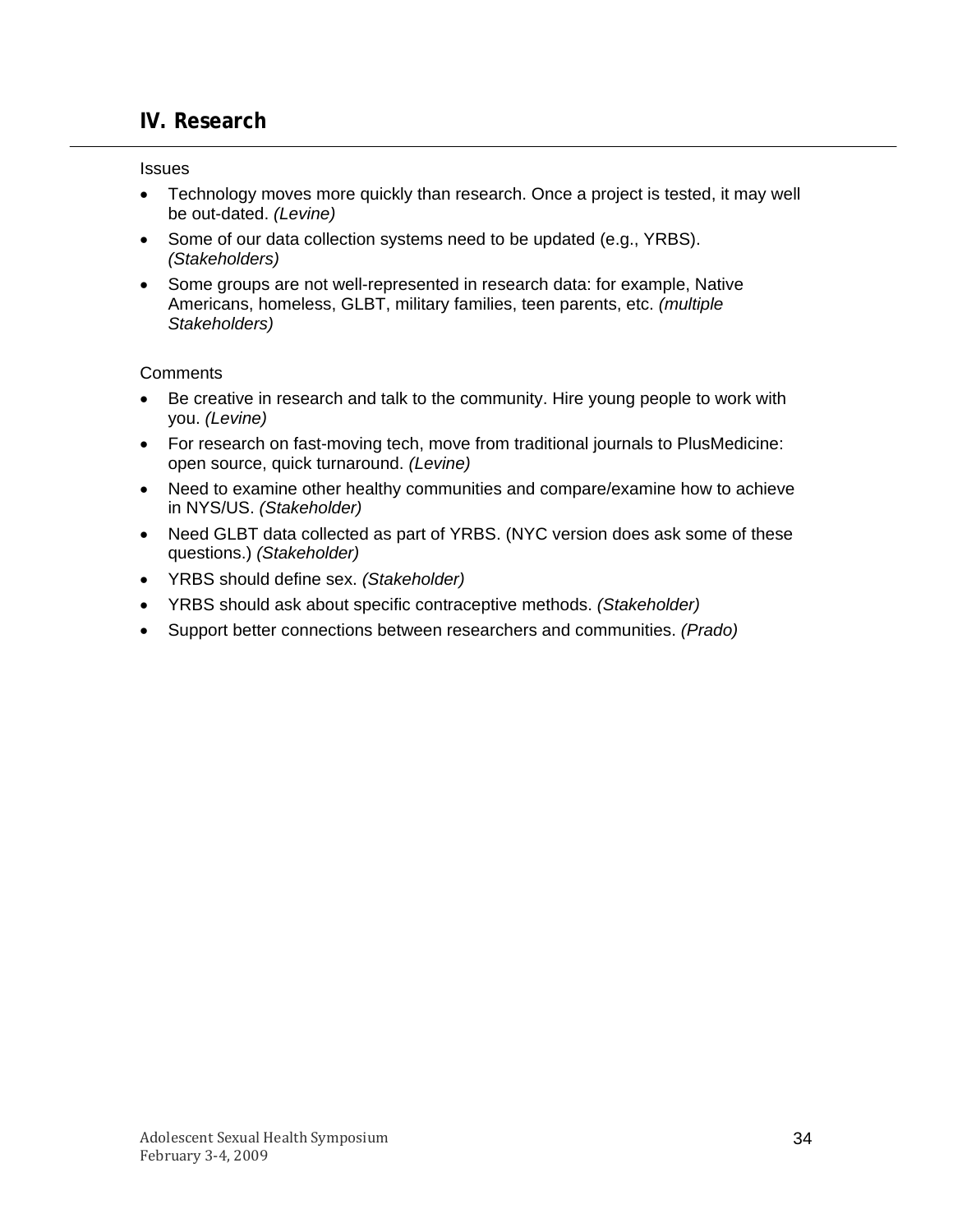## IV. Research

Issues

- Technology moves more quickly than research. Once a project is tested, it may well be out-dated. *(Levine)*
- Some of our data collection systems need to be updated (e.g., YRBS). *(Stakeholders)*
- Some groups are not well-represented in research data: for example, Native Americans, homeless, GLBT, military families, teen parents, etc. *(multiple Stakeholders)*

Comments

- Be creative in research and talk to the community. Hire young people to work with you. *(Levine)*
- For research on fast-moving tech, move from traditional journals to PlusMedicine: open source, quick turnaround. *(Levine)*
- Need to examine other healthy communities and compare/examine how to achieve in NYS/US. *(Stakeholder)*
- Need GLBT data collected as part of YRBS. (NYC version does ask some of these questions.) *(Stakeholder)*
- YRBS should define sex. *(Stakeholder)*
- YRBS should ask about specific contraceptive methods. *(Stakeholder)*
- Support better connections between researchers and communities. *(Prado)*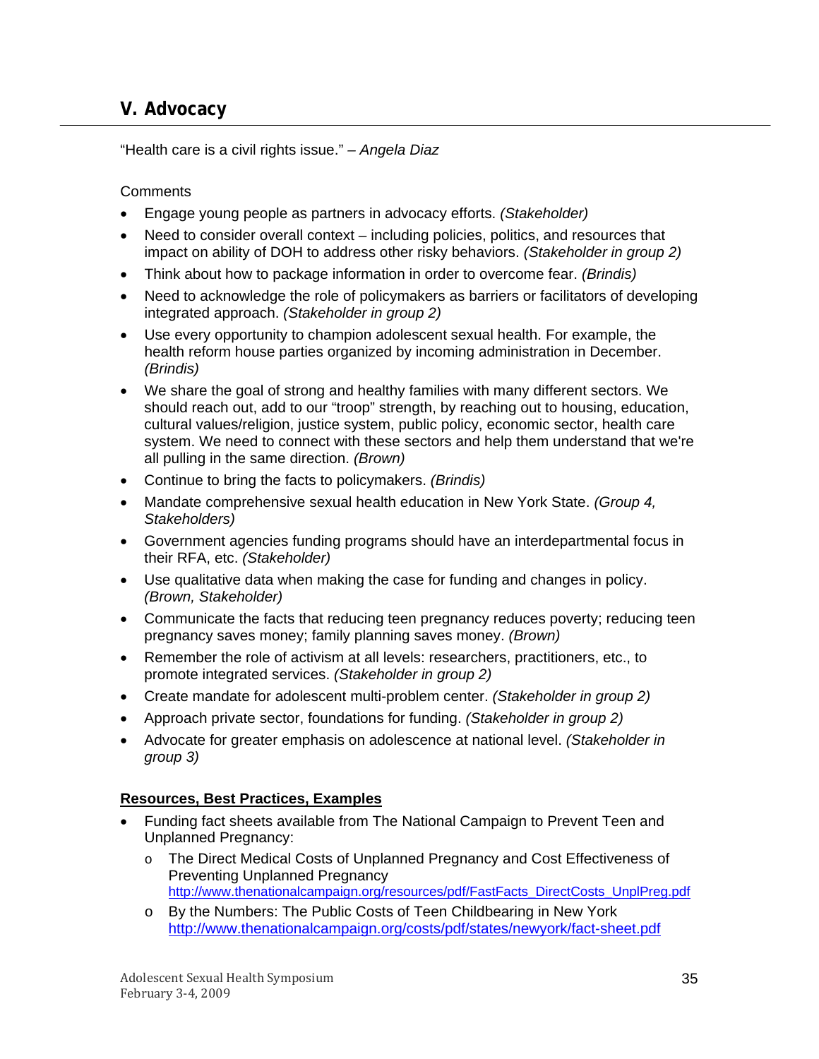## V. Advocacy

"Health care is a civil rights issue." – *Angela Diaz*

Comments

- Engage young people as partners in advocacy efforts. *(Stakeholder)*
- Need to consider overall context – including policies, politics, and resources that impact on ability of DOH to address other risky behaviors. *(Stakeholder in group 2)*
- Think about how to package information in order to overcome fear. *(Brindis)*
- Need to acknowledge the role of policymakers as barriers or facilitators of developing integrated approach. *(Stakeholder in group 2)*
- Use every opportunity to champion adolescent sexual health. For example, the health reform house parties organized by incoming administration in December. *(Brindis)*
- We share the goal of strong and healthy families with many different sectors. We should reach out, add to our "troop" strength, by reaching out to housing, education, cultural values/religion, justice system, public policy, economic sector, health care system. We need to connect with these sectors and help them understand that we're all pulling in the same direction. *(Brown)*
- Continue to bring the facts to policymakers. *(Brindis)*
- Mandate comprehensive sexual health education in New York State. *(Group 4, Stakeholders)*
- Government agencies funding programs should have an interdepartmental focus in their RFA, etc. *(Stakeholder)*
- Use qualitative data when making the case for funding and changes in policy. *(Brown, Stakeholder)*
- Communicate the facts that reducing teen pregnancy reduces poverty; reducing teen pregnancy saves money; family planning saves money. *(Brown)*
- Remember the role of activism at all levels: researchers, practitioners, etc., to promote integrated services. *(Stakeholder in group 2)*
- Create mandate for adolescent multi-problem center. *(Stakeholder in group 2)*
- Approach private sector, foundations for funding. *(Stakeholder in group 2)*
- Advocate for greater emphasis on adolescence at national level. *(Stakeholder in group 3)*

**Resources, Best Practices, Examples**

- Funding fact sheets available from The National Campaign to Prevent Teen and Unplanned Pregnancy:
  - The Direct Medical Costs of Unplanned Pregnancy and Cost Effectiveness of Preventing Unplanned Pregnancy
    http://www.thenationalcampaign.org/resources/pdf/FastFacts_DirectCosts_UnplPreg.pdf
  - By the Numbers: The Public Costs of Teen Childbearing in New York
    http://www.thenationalcampaign.org/costs/pdf/states/newyork/fact-sheet.pdf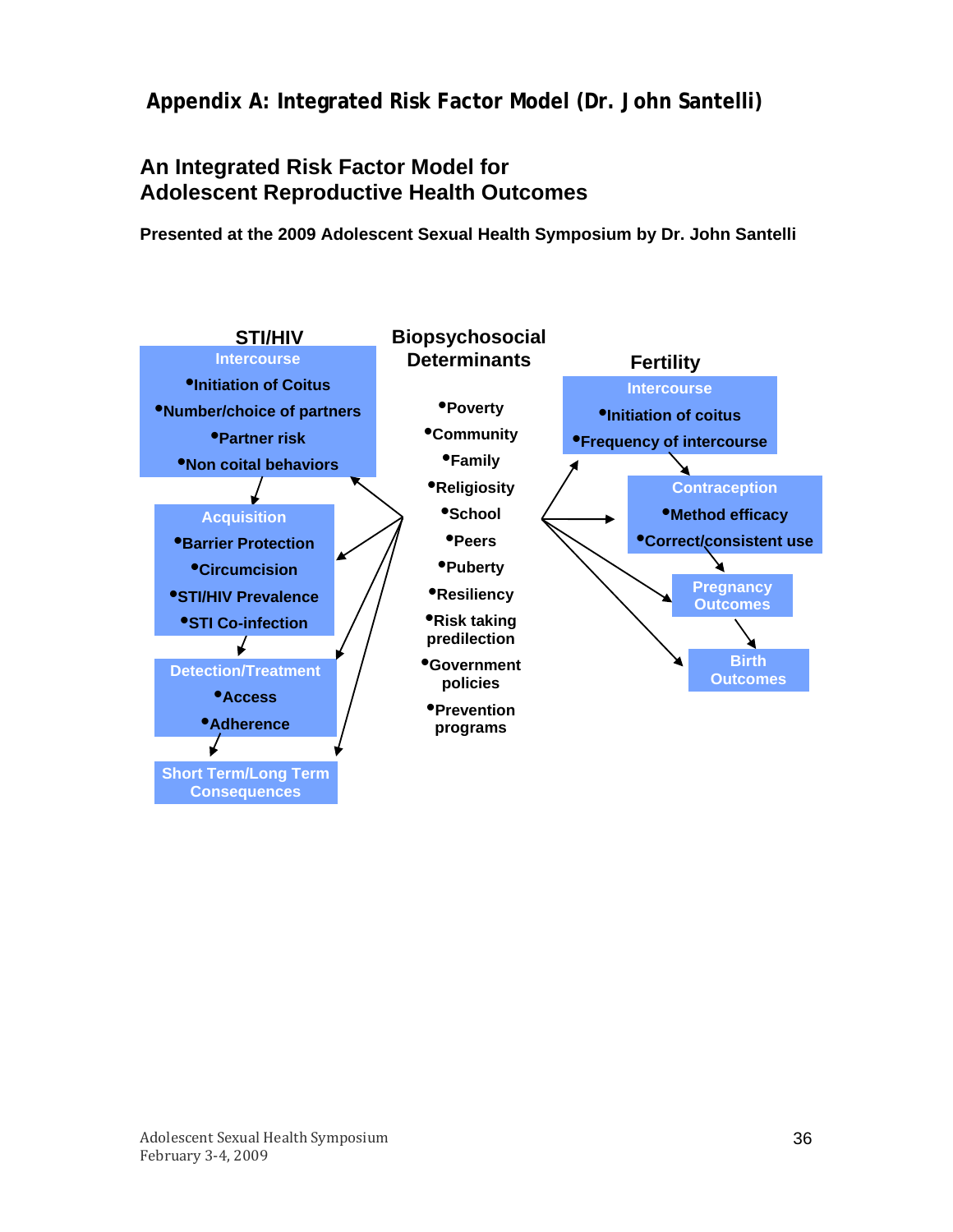## Appendix A: Integrated Risk Factor Model (Dr. John Santelli)

### An Integrated Risk Factor Model for Adolescent Reproductive Health Outcomes

**Presented at the 2009 Adolescent Sexual Health Symposium by Dr. John Santelli**

**STI/HIV**

**Intercourse**
- Initiation of Coitus
- Number/choice of partners
- Partner risk
- Non coital behaviors

**Acquisition**
- Barrier Protection
- Circumcision
- STI/HIV Prevalence
- STI Co-infection

**Detection/Treatment**
- Access
- Adherence

**Short Term/Long Term Consequences**

**Biopsychosocial Determinants**

- Poverty
- Community
- Family
- Religiosity
- School
- Peers
- Puberty
- Resiliency
- Risk taking predilection
- Government policies
- Prevention programs

**Fertility**

**Intercourse**
- Initiation of coitus
- Frequency of intercourse

**Contraception**
- Method efficacy
- Correct/consistent use

**Pregnancy Outcomes**

**Birth Outcomes**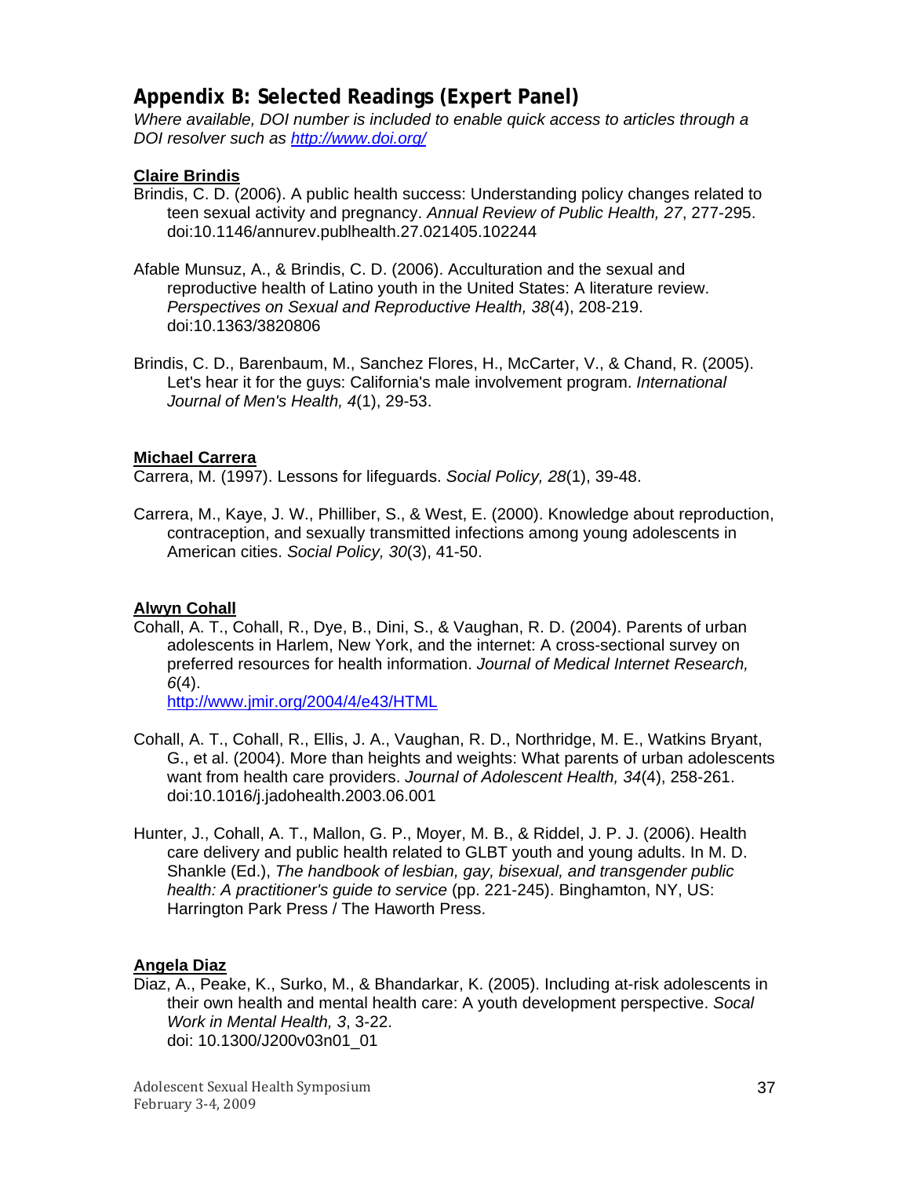## Appendix B: Selected Readings (Expert Panel)

*Where available, DOI number is included to enable quick access to articles through a DOI resolver such as [http://www.doi.org/](http://www.doi.org/)*

**Claire Brindis**

Brindis, C. D. (2006). A public health success: Understanding policy changes related to teen sexual activity and pregnancy. *Annual Review of Public Health, 27*, 277-295. doi:10.1146/annurev.publhealth.27.021405.102244

Afable Munsuz, A., & Brindis, C. D. (2006). Acculturation and the sexual and reproductive health of Latino youth in the United States: A literature review. *Perspectives on Sexual and Reproductive Health, 38*(4), 208-219. doi:10.1363/3820806

Brindis, C. D., Barenbaum, M., Sanchez Flores, H., McCarter, V., & Chand, R. (2005). Let's hear it for the guys: California's male involvement program. *International Journal of Men's Health, 4*(1), 29-53.

**Michael Carrera**

Carrera, M. (1997). Lessons for lifeguards. *Social Policy, 28*(1), 39-48.

Carrera, M., Kaye, J. W., Philliber, S., & West, E. (2000). Knowledge about reproduction, contraception, and sexually transmitted infections among young adolescents in American cities. *Social Policy, 30*(3), 41-50.

**Alwyn Cohall**

Cohall, A. T., Cohall, R., Dye, B., Dini, S., & Vaughan, R. D. (2004). Parents of urban adolescents in Harlem, New York, and the internet: A cross-sectional survey on preferred resources for health information. *Journal of Medical Internet Research, 6*(4). [http://www.jmir.org/2004/4/e43/HTML](http://www.jmir.org/2004/4/e43/HTML)

Cohall, A. T., Cohall, R., Ellis, J. A., Vaughan, R. D., Northridge, M. E., Watkins Bryant, G., et al. (2004). More than heights and weights: What parents of urban adolescents want from health care providers. *Journal of Adolescent Health, 34*(4), 258-261. doi:10.1016/j.jadohealth.2003.06.001

Hunter, J., Cohall, A. T., Mallon, G. P., Moyer, M. B., & Riddel, J. P. J. (2006). Health care delivery and public health related to GLBT youth and young adults. In M. D. Shankle (Ed.), *The handbook of lesbian, gay, bisexual, and transgender public health: A practitioner's guide to service* (pp. 221-245). Binghamton, NY, US: Harrington Park Press / The Haworth Press.

**Angela Diaz**

Diaz, A., Peake, K., Surko, M., & Bhandarkar, K. (2005). Including at-risk adolescents in their own health and mental health care: A youth development perspective. *Socal Work in Mental Health, 3*, 3-22. doi: 10.1300/J200v03n01_01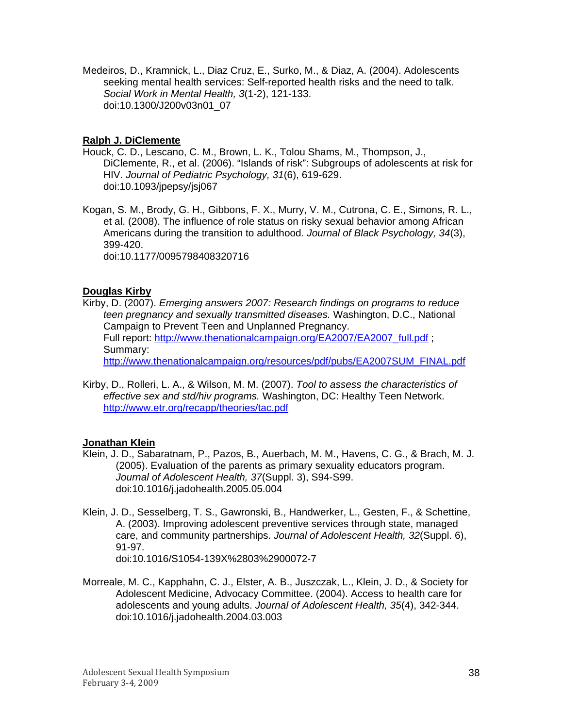Medeiros, D., Kramnick, L., Diaz Cruz, E., Surko, M., & Diaz, A. (2004). Adolescents seeking mental health services: Self-reported health risks and the need to talk. *Social Work in Mental Health, 3*(1-2), 121-133. doi:10.1300/J200v03n01_07

**Ralph J. DiClemente**

Houck, C. D., Lescano, C. M., Brown, L. K., Tolou Shams, M., Thompson, J., DiClemente, R., et al. (2006). "Islands of risk": Subgroups of adolescents at risk for HIV. *Journal of Pediatric Psychology, 31*(6), 619-629. doi:10.1093/jpepsy/jsj067

Kogan, S. M., Brody, G. H., Gibbons, F. X., Murry, V. M., Cutrona, C. E., Simons, R. L., et al. (2008). The influence of role status on risky sexual behavior among African Americans during the transition to adulthood. *Journal of Black Psychology, 34*(3), 399-420. doi:10.1177/0095798408320716

**Douglas Kirby**

Kirby, D. (2007). *Emerging answers 2007: Research findings on programs to reduce teen pregnancy and sexually transmitted diseases.* Washington, D.C., National Campaign to Prevent Teen and Unplanned Pregnancy. Full report: http://www.thenationalcampaign.org/EA2007/EA2007_full.pdf ; Summary: http://www.thenationalcampaign.org/resources/pdf/pubs/EA2007SUM_FINAL.pdf

Kirby, D., Rolleri, L. A., & Wilson, M. M. (2007). *Tool to assess the characteristics of effective sex and std/hiv programs.* Washington, DC: Healthy Teen Network. http://www.etr.org/recapp/theories/tac.pdf

**Jonathan Klein**

Klein, J. D., Sabaratnam, P., Pazos, B., Auerbach, M. M., Havens, C. G., & Brach, M. J. (2005). Evaluation of the parents as primary sexuality educators program. *Journal of Adolescent Health, 37*(Suppl. 3), S94-S99. doi:10.1016/j.jadohealth.2005.05.004

Klein, J. D., Sesselberg, T. S., Gawronski, B., Handwerker, L., Gesten, F., & Schettine, A. (2003). Improving adolescent preventive services through state, managed care, and community partnerships. *Journal of Adolescent Health, 32*(Suppl. 6), 91-97. doi:10.1016/S1054-139X%2803%2900072-7

Morreale, M. C., Kapphahn, C. J., Elster, A. B., Juszczak, L., Klein, J. D., & Society for Adolescent Medicine, Advocacy Committee. (2004). Access to health care for adolescents and young adults. *Journal of Adolescent Health, 35*(4), 342-344. doi:10.1016/j.jadohealth.2004.03.003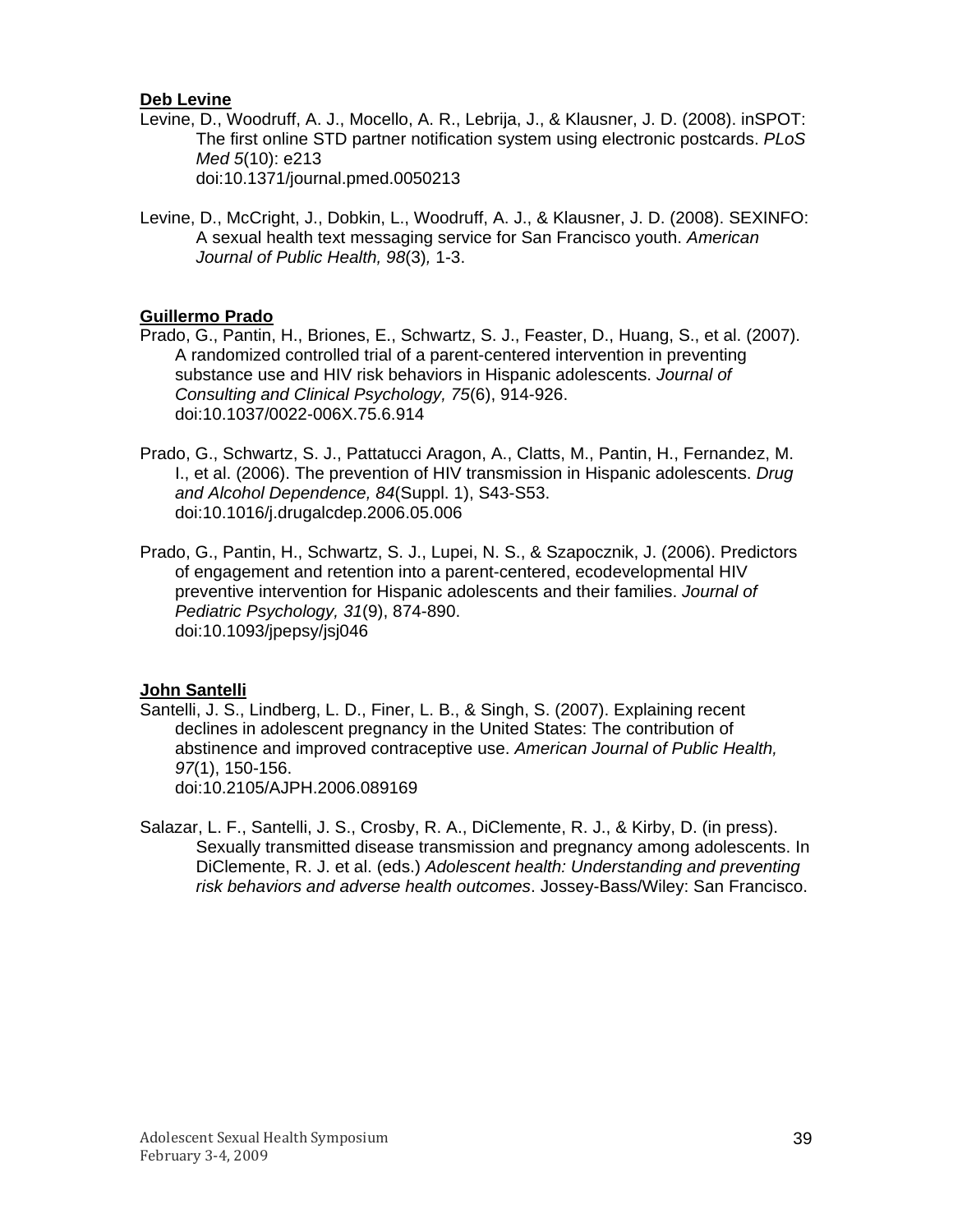**Deb Levine**

Levine, D., Woodruff, A. J., Mocello, A. R., Lebrija, J., & Klausner, J. D. (2008). inSPOT: The first online STD partner notification system using electronic postcards. *PLoS Med 5*(10): e213 doi:10.1371/journal.pmed.0050213

Levine, D., McCright, J., Dobkin, L., Woodruff, A. J., & Klausner, J. D. (2008). SEXINFO: A sexual health text messaging service for San Francisco youth. *American Journal of Public Health, 98*(3)*,* 1-3.

**Guillermo Prado**

Prado, G., Pantin, H., Briones, E., Schwartz, S. J., Feaster, D., Huang, S., et al. (2007). A randomized controlled trial of a parent-centered intervention in preventing substance use and HIV risk behaviors in Hispanic adolescents. *Journal of Consulting and Clinical Psychology, 75*(6), 914-926. doi:10.1037/0022-006X.75.6.914

Prado, G., Schwartz, S. J., Pattatucci Aragon, A., Clatts, M., Pantin, H., Fernandez, M. I., et al. (2006). The prevention of HIV transmission in Hispanic adolescents. *Drug and Alcohol Dependence, 84*(Suppl. 1), S43-S53. doi:10.1016/j.drugalcdep.2006.05.006

Prado, G., Pantin, H., Schwartz, S. J., Lupei, N. S., & Szapocznik, J. (2006). Predictors of engagement and retention into a parent-centered, ecodevelopmental HIV preventive intervention for Hispanic adolescents and their families. *Journal of Pediatric Psychology, 31*(9), 874-890. doi:10.1093/jpepsy/jsj046

**John Santelli**

Santelli, J. S., Lindberg, L. D., Finer, L. B., & Singh, S. (2007). Explaining recent declines in adolescent pregnancy in the United States: The contribution of abstinence and improved contraceptive use. *American Journal of Public Health, 97*(1), 150-156. doi:10.2105/AJPH.2006.089169

Salazar, L. F., Santelli, J. S., Crosby, R. A., DiClemente, R. J., & Kirby, D. (in press). Sexually transmitted disease transmission and pregnancy among adolescents. In DiClemente, R. J. et al. (eds.) *Adolescent health: Understanding and preventing risk behaviors and adverse health outcomes*. Jossey-Bass/Wiley: San Francisco.